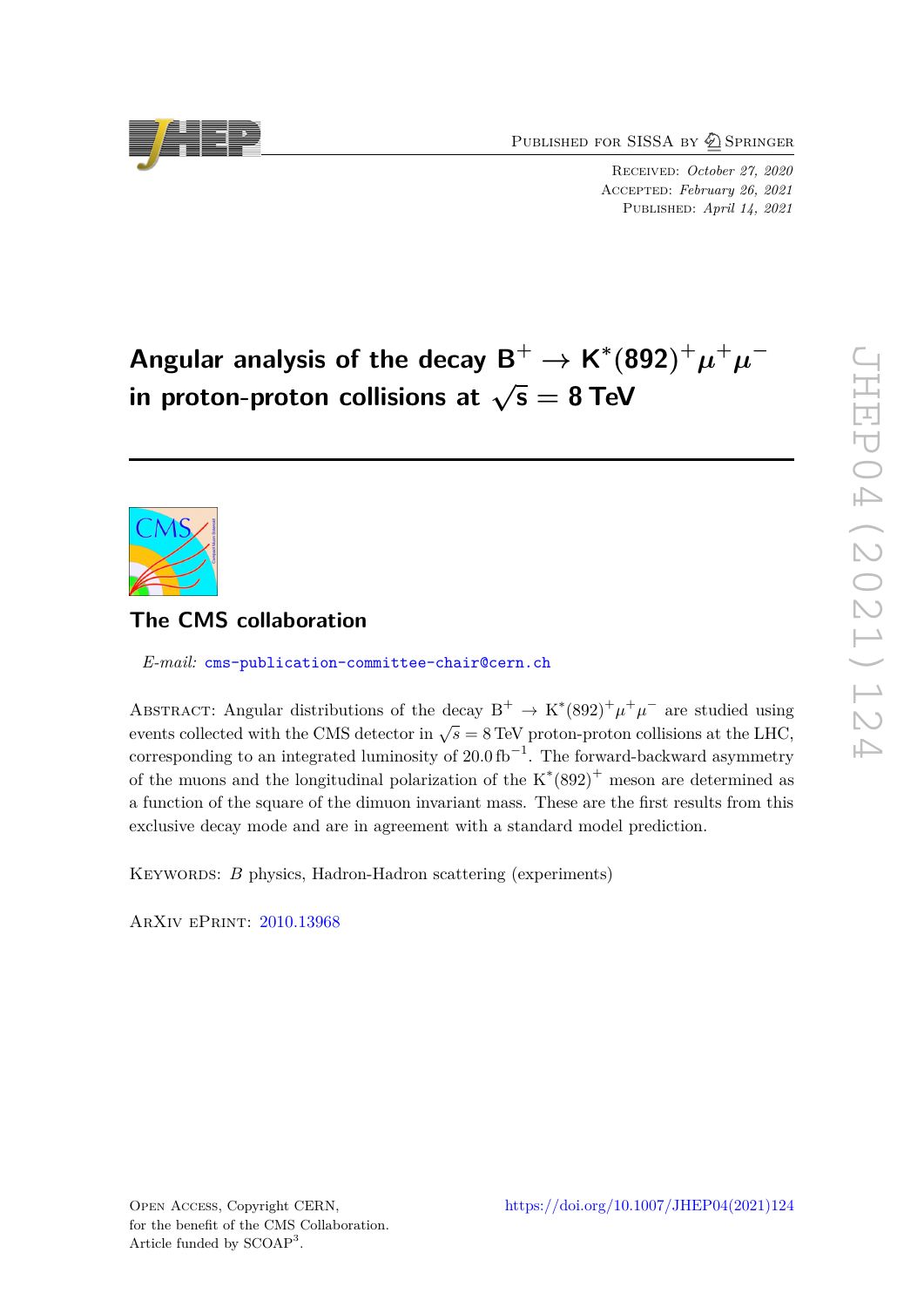Published for SISSA by Springer

Received: *October 27, 2020*
Accepted: *February 26, 2021*
Published: *April 14, 2021*

# Angular analysis of the decay $B^+ \to K^*(892)^+\mu^+\mu^-$ in proton-proton collisions at $\sqrt{s} = 8$ TeV

## The CMS collaboration

*E-mail:* cms-publication-committee-chair@cern.ch

Abstract: Angular distributions of the decay $B^+ \to K^*(892)^+\mu^+\mu^-$ are studied using events collected with the CMS detector in $\sqrt{s} = 8\,\text{TeV}$ proton-proton collisions at the LHC, corresponding to an integrated luminosity of $20.0\,\text{fb}^{-1}$. The forward-backward asymmetry of the muons and the longitudinal polarization of the $K^*(892)^+$ meson are determined as a function of the square of the dimuon invariant mass. These are the first results from this exclusive decay mode and are in agreement with a standard model prediction.

Keywords: *B* physics, Hadron-Hadron scattering (experiments)

ArXiv ePrint: 2010.13968

Open Access, Copyright CERN, for the benefit of the CMS Collaboration. Article funded by SCOAP[3].

https://doi.org/10.1007/JHEP04(2021)124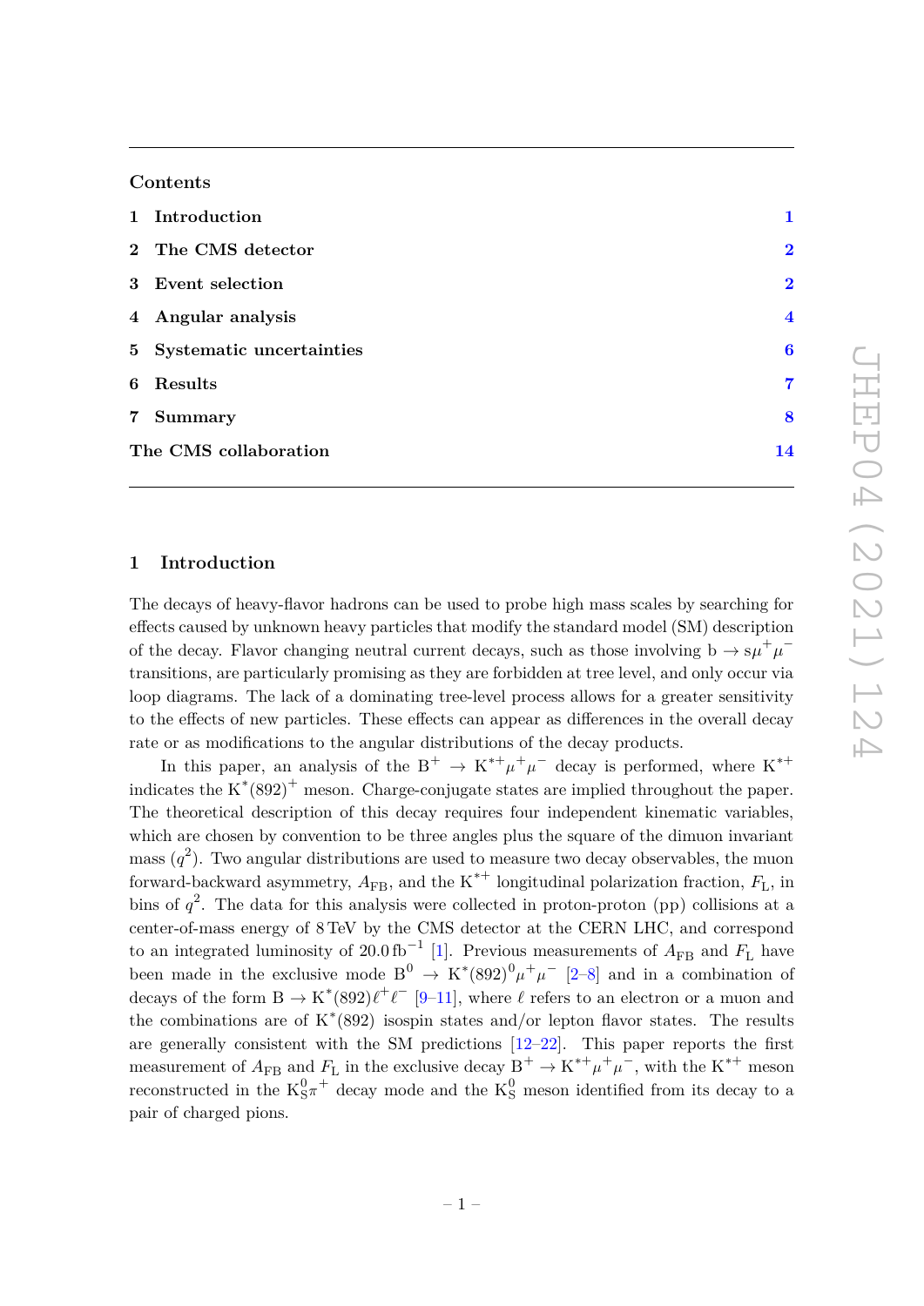## Contents

| | | |
|---|---|---|
| 1 | Introduction | 1 |
| 2 | The CMS detector | 2 |
| 3 | Event selection | 2 |
| 4 | Angular analysis | 4 |
| 5 | Systematic uncertainties | 6 |
| 6 | Results | 7 |
| 7 | Summary | 8 |
| | The CMS collaboration | 14 |

## 1 Introduction

The decays of heavy-flavor hadrons can be used to probe high mass scales by searching for effects caused by unknown heavy particles that modify the standard model (SM) description of the decay. Flavor changing neutral current decays, such as those involving $b \to s\mu^+\mu^-$ transitions, are particularly promising as they are forbidden at tree level, and only occur via loop diagrams. The lack of a dominating tree-level process allows for a greater sensitivity to the effects of new particles. These effects can appear as differences in the overall decay rate or as modifications to the angular distributions of the decay products.

In this paper, an analysis of the $B^+ \to K^{*+}\mu^+\mu^-$ decay is performed, where $K^{*+}$ indicates the $K^*(892)^+$ meson. Charge-conjugate states are implied throughout the paper. The theoretical description of this decay requires four independent kinematic variables, which are chosen by convention to be three angles plus the square of the dimuon invariant mass ($q^2$). Two angular distributions are used to measure two decay observables, the muon forward-backward asymmetry, $A_{FB}$, and the $K^{*+}$ longitudinal polarization fraction, $F_L$, in bins of $q^2$. The data for this analysis were collected in proton-proton (pp) collisions at a center-of-mass energy of 8 TeV by the CMS detector at the CERN LHC, and correspond to an integrated luminosity of 20.0 $\text{fb}^{-1}$ [1]. Previous measurements of $A_{FB}$ and $F_L$ have been made in the exclusive mode $B^0 \to K^*(892)^0\mu^+\mu^-$ [2–8] and in a combination of decays of the form $B \to K^*(892)\ell^+\ell^-$ [9–11], where $\ell$ refers to an electron or a muon and the combinations are of $K^*(892)$ isospin states and/or lepton flavor states. The results are generally consistent with the SM predictions [12–22]. This paper reports the first measurement of $A_{FB}$ and $F_L$ in the exclusive decay $B^+ \to K^{*+}\mu^+\mu^-$, with the $K^{*+}$ meson reconstructed in the $K^0_S\pi^+$ decay mode and the $K^0_S$ meson identified from its decay to a pair of charged pions.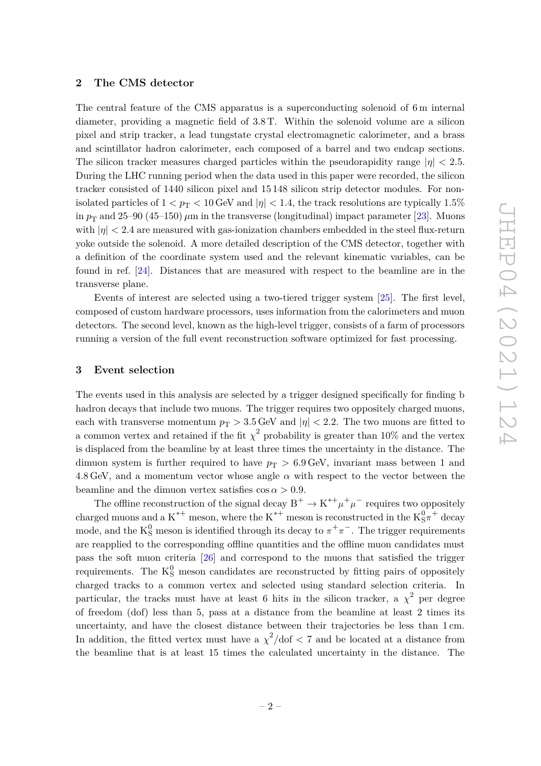## 2 The CMS detector

The central feature of the CMS apparatus is a superconducting solenoid of 6 m internal diameter, providing a magnetic field of 3.8 T. Within the solenoid volume are a silicon pixel and strip tracker, a lead tungstate crystal electromagnetic calorimeter, and a brass and scintillator hadron calorimeter, each composed of a barrel and two endcap sections. The silicon tracker measures charged particles within the pseudorapidity range $|\eta| < 2.5$. During the LHC running period when the data used in this paper were recorded, the silicon tracker consisted of 1440 silicon pixel and 15 148 silicon strip detector modules. For non-isolated particles of $1 < p_{\mathrm{T}} < 10\,\mathrm{GeV}$ and $|\eta| < 1.4$, the track resolutions are typically 1.5% in $p_{\mathrm{T}}$ and 25–90 (45–150) $\mu$m in the transverse (longitudinal) impact parameter [23]. Muons with $|\eta| < 2.4$ are measured with gas-ionization chambers embedded in the steel flux-return yoke outside the solenoid. A more detailed description of the CMS detector, together with a definition of the coordinate system used and the relevant kinematic variables, can be found in ref. [24]. Distances that are measured with respect to the beamline are in the transverse plane.

Events of interest are selected using a two-tiered trigger system [25]. The first level, composed of custom hardware processors, uses information from the calorimeters and muon detectors. The second level, known as the high-level trigger, consists of a farm of processors running a version of the full event reconstruction software optimized for fast processing.

## 3 Event selection

The events used in this analysis are selected by a trigger designed specifically for finding b hadron decays that include two muons. The trigger requires two oppositely charged muons, each with transverse momentum $p_{\mathrm{T}} > 3.5\,\mathrm{GeV}$ and $|\eta| < 2.2$. The two muons are fitted to a common vertex and retained if the fit $\chi^2$ probability is greater than 10% and the vertex is displaced from the beamline by at least three times the uncertainty in the distance. The dimuon system is further required to have $p_{\mathrm{T}} > 6.9\,\mathrm{GeV}$, invariant mass between 1 and 4.8 GeV, and a momentum vector whose angle $\alpha$ with respect to the vector between the beamline and the dimuon vertex satisfies $\cos\alpha > 0.9$.

The offline reconstruction of the signal decay $\mathrm{B}^+ \to \mathrm{K}^{*+}\mu^+\mu^-$ requires two oppositely charged muons and a $\mathrm{K}^{*+}$ meson, where the $\mathrm{K}^{*+}$ meson is reconstructed in the $\mathrm{K}^0_{\mathrm{S}}\pi^+$ decay mode, and the $\mathrm{K}^0_{\mathrm{S}}$ meson is identified through its decay to $\pi^+\pi^-$. The trigger requirements are reapplied to the corresponding offline quantities and the offline muon candidates must pass the soft muon criteria [26] and correspond to the muons that satisfied the trigger requirements. The $\mathrm{K}^0_{\mathrm{S}}$ meson candidates are reconstructed by fitting pairs of oppositely charged tracks to a common vertex and selected using standard selection criteria. In particular, the tracks must have at least 6 hits in the silicon tracker, a $\chi^2$ per degree of freedom (dof) less than 5, pass at a distance from the beamline at least 2 times its uncertainty, and have the closest distance between their trajectories be less than 1 cm. In addition, the fitted vertex must have a $\chi^2/\mathrm{dof} < 7$ and be located at a distance from the beamline that is at least 15 times the calculated uncertainty in the distance. The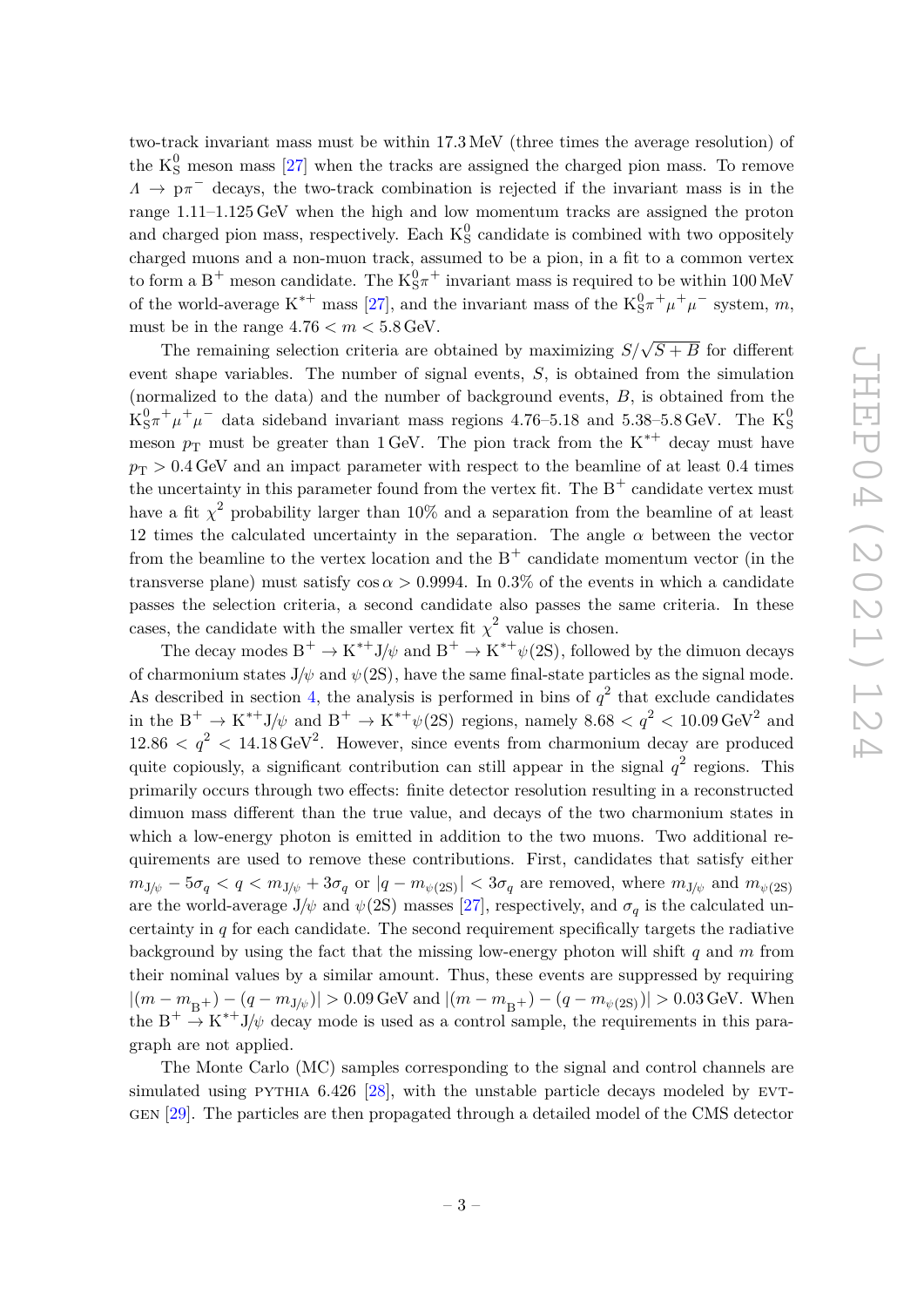two-track invariant mass must be within 17.3 MeV (three times the average resolution) of the $K^0_S$ meson mass [27] when the tracks are assigned the charged pion mass. To remove $\Lambda \to p\pi^-$ decays, the two-track combination is rejected if the invariant mass is in the range 1.11–1.125 GeV when the high and low momentum tracks are assigned the proton and charged pion mass, respectively. Each $K^0_S$ candidate is combined with two oppositely charged muons and a non-muon track, assumed to be a pion, in a fit to a common vertex to form a $B^+$ meson candidate. The $K^0_S\pi^+$ invariant mass is required to be within 100 MeV of the world-average $K^{*+}$ mass [27], and the invariant mass of the $K^0_S\pi^+\mu^+\mu^-$ system, $m$, must be in the range $4.76 < m < 5.8$ GeV.

The remaining selection criteria are obtained by maximizing $S/\sqrt{S+B}$ for different event shape variables. The number of signal events, $S$, is obtained from the simulation (normalized to the data) and the number of background events, $B$, is obtained from the $K^0_S\pi^+\mu^+\mu^-$ data sideband invariant mass regions 4.76–5.18 and 5.38–5.8 GeV. The $K^0_S$ meson $p_T$ must be greater than 1 GeV. The pion track from the $K^{*+}$ decay must have $p_T > 0.4$ GeV and an impact parameter with respect to the beamline of at least 0.4 times the uncertainty in this parameter found from the vertex fit. The $B^+$ candidate vertex must have a fit $\chi^2$ probability larger than 10% and a separation from the beamline of at least 12 times the calculated uncertainty in the separation. The angle $\alpha$ between the vector from the beamline to the vertex location and the $B^+$ candidate momentum vector (in the transverse plane) must satisfy $\cos\alpha > 0.9994$. In 0.3% of the events in which a candidate passes the selection criteria, a second candidate also passes the same criteria. In these cases, the candidate with the smaller vertex fit $\chi^2$ value is chosen.

The decay modes $B^+ \to K^{*+}J/\psi$ and $B^+ \to K^{*+}\psi(2S)$, followed by the dimuon decays of charmonium states $J/\psi$ and $\psi(2S)$, have the same final-state particles as the signal mode. As described in section 4, the analysis is performed in bins of $q^2$ that exclude candidates in the $B^+ \to K^{*+}J/\psi$ and $B^+ \to K^{*+}\psi(2S)$ regions, namely $8.68 < q^2 < 10.09\,\text{GeV}^2$ and $12.86 < q^2 < 14.18\,\text{GeV}^2$. However, since events from charmonium decay are produced quite copiously, a significant contribution can still appear in the signal $q^2$ regions. This primarily occurs through two effects: finite detector resolution resulting in a reconstructed dimuon mass different than the true value, and decays of the two charmonium states in which a low-energy photon is emitted in addition to the two muons. Two additional requirements are used to remove these contributions. First, candidates that satisfy either $m_{J/\psi} - 5\sigma_q < q < m_{J/\psi} + 3\sigma_q$ or $|q - m_{\psi(2S)}| < 3\sigma_q$ are removed, where $m_{J/\psi}$ and $m_{\psi(2S)}$ are the world-average $J/\psi$ and $\psi(2S)$ masses [27], respectively, and $\sigma_q$ is the calculated uncertainty in $q$ for each candidate. The second requirement specifically targets the radiative background by using the fact that the missing low-energy photon will shift $q$ and $m$ from their nominal values by a similar amount. Thus, these events are suppressed by requiring $|(m - m_{B^+}) - (q - m_{J/\psi})| > 0.09$ GeV and $|(m - m_{B^+}) - (q - m_{\psi(2S)})| > 0.03$ GeV. When the $B^+ \to K^{*+}J/\psi$ decay mode is used as a control sample, the requirements in this paragraph are not applied.

The Monte Carlo (MC) samples corresponding to the signal and control channels are simulated using PYTHIA 6.426 [28], with the unstable particle decays modeled by EVTGEN [29]. The particles are then propagated through a detailed model of the CMS detector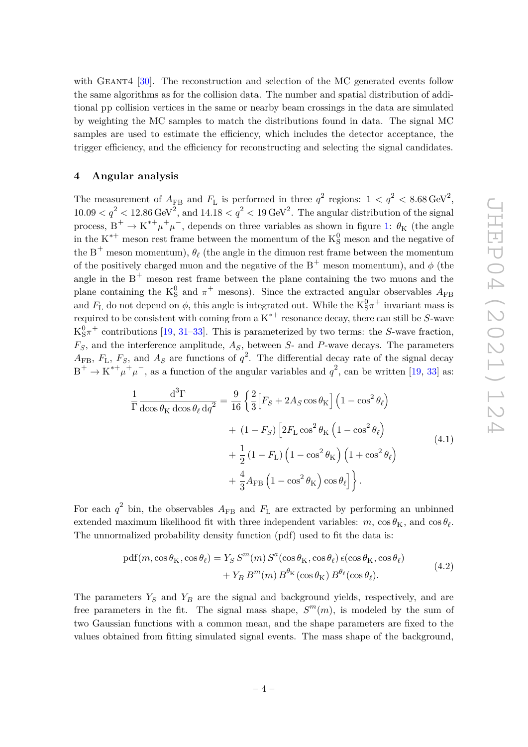with GEANT4 [30]. The reconstruction and selection of the MC generated events follow the same algorithms as for the collision data. The number and spatial distribution of additional pp collision vertices in the same or nearby beam crossings in the data are simulated by weighting the MC samples to match the distributions found in data. The signal MC samples are used to estimate the efficiency, which includes the detector acceptance, the trigger efficiency, and the efficiency for reconstructing and selecting the signal candidates.

## 4 Angular analysis

The measurement of $A_{\mathrm{FB}}$ and $F_{\mathrm{L}}$ is performed in three $q^2$ regions: $1 < q^2 < 8.68\,\mathrm{GeV}^2$, $10.09 < q^2 < 12.86\,\mathrm{GeV}^2$, and $14.18 < q^2 < 19\,\mathrm{GeV}^2$. The angular distribution of the signal process, $\mathrm{B}^+ \to \mathrm{K}^{*+}\mu^+\mu^-$, depends on three variables as shown in figure 1: $\theta_{\mathrm{K}}$ (the angle in the $\mathrm{K}^{*+}$ meson rest frame between the momentum of the $\mathrm{K}^0_{\mathrm{S}}$ meson and the negative of the $\mathrm{B}^+$ meson momentum), $\theta_\ell$ (the angle in the dimuon rest frame between the momentum of the positively charged muon and the negative of the $\mathrm{B}^+$ meson momentum), and $\phi$ (the angle in the $\mathrm{B}^+$ meson rest frame between the plane containing the two muons and the plane containing the $\mathrm{K}^0_{\mathrm{S}}$ and $\pi^+$ mesons). Since the extracted angular observables $A_{\mathrm{FB}}$ and $F_{\mathrm{L}}$ do not depend on $\phi$, this angle is integrated out. While the $\mathrm{K}^0_{\mathrm{S}}\pi^+$ invariant mass is required to be consistent with coming from a $\mathrm{K}^{*+}$ resonance decay, there can still be $S$-wave $\mathrm{K}^0_{\mathrm{S}}\pi^+$ contributions [19, 31–33]. This is parameterized by two terms: the $S$-wave fraction, $F_S$, and the interference amplitude, $A_S$, between $S$- and $P$-wave decays. The parameters $A_{\mathrm{FB}}$, $F_{\mathrm{L}}$, $F_S$, and $A_S$ are functions of $q^2$. The differential decay rate of the signal decay $\mathrm{B}^+ \to \mathrm{K}^{*+}\mu^+\mu^-$, as a function of the angular variables and $q^2$, can be written [19, 33] as:

$$
\begin{aligned}
\frac{1}{\Gamma}\frac{\mathrm{d}^3\Gamma}{\mathrm{d}\cos\theta_{\mathrm{K}}\,\mathrm{d}\cos\theta_\ell\,\mathrm{d}q^2} = \frac{9}{16}\bigg\{ & \frac{2}{3}\Big[F_S + 2A_S\cos\theta_{\mathrm{K}}\Big]\left(1-\cos^2\theta_\ell\right) \\
& + (1-F_S)\Big[2F_{\mathrm{L}}\cos^2\theta_{\mathrm{K}}\left(1-\cos^2\theta_\ell\right) \\
& + \frac{1}{2}(1-F_{\mathrm{L}})\left(1-\cos^2\theta_{\mathrm{K}}\right)\left(1+\cos^2\theta_\ell\right) \\
& + \frac{4}{3}A_{\mathrm{FB}}\left(1-\cos^2\theta_{\mathrm{K}}\right)\cos\theta_\ell\Big]\bigg\}.
\end{aligned}
\tag{4.1}
$$

For each $q^2$ bin, the observables $A_{\mathrm{FB}}$ and $F_{\mathrm{L}}$ are extracted by performing an unbinned extended maximum likelihood fit with three independent variables: $m$, $\cos\theta_{\mathrm{K}}$, and $\cos\theta_\ell$. The unnormalized probability density function (pdf) used to fit the data is:

$$
\begin{aligned}
\mathrm{pdf}(m,\cos\theta_{\mathrm{K}},\cos\theta_\ell) = {} & Y_S\, S^m(m)\, S^a(\cos\theta_{\mathrm{K}},\cos\theta_\ell)\,\epsilon(\cos\theta_{\mathrm{K}},\cos\theta_\ell) \\
& + Y_B\, B^m(m)\, B^{\theta_{\mathrm{K}}}(\cos\theta_{\mathrm{K}})\, B^{\theta_\ell}(\cos\theta_\ell).
\end{aligned}
\tag{4.2}
$$

The parameters $Y_S$ and $Y_B$ are the signal and background yields, respectively, and are free parameters in the fit. The signal mass shape, $S^m(m)$, is modeled by the sum of two Gaussian functions with a common mean, and the shape parameters are fixed to the values obtained from fitting simulated signal events. The mass shape of the background,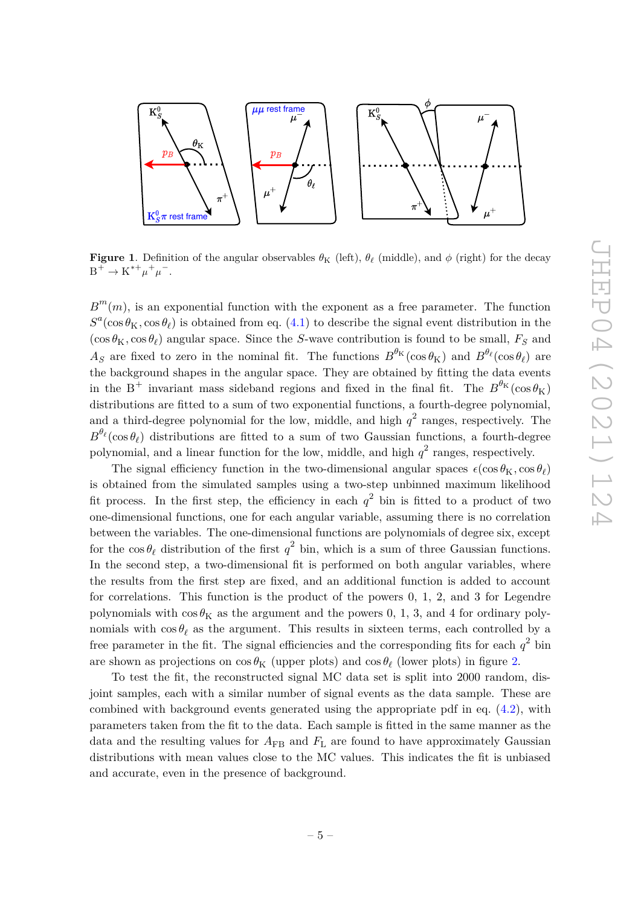**Figure 1**. Definition of the angular observables $\theta_{\mathrm{K}}$ (left), $\theta_\ell$ (middle), and $\phi$ (right) for the decay $\mathrm{B}^+ \to \mathrm{K}^{*+}\mu^+\mu^-$.

$B^m(m)$, is an exponential function with the exponent as a free parameter. The function $S^a(\cos\theta_{\mathrm{K}}, \cos\theta_\ell)$ is obtained from eq. (4.1) to describe the signal event distribution in the $(\cos\theta_{\mathrm{K}}, \cos\theta_\ell)$ angular space. Since the $S$-wave contribution is found to be small, $F_S$ and $A_S$ are fixed to zero in the nominal fit. The functions $B^{\theta_{\mathrm{K}}}(\cos\theta_{\mathrm{K}})$ and $B^{\theta_\ell}(\cos\theta_\ell)$ are the background shapes in the angular space. They are obtained by fitting the data events in the $\mathrm{B}^+$ invariant mass sideband regions and fixed in the final fit. The $B^{\theta_{\mathrm{K}}}(\cos\theta_{\mathrm{K}})$ distributions are fitted to a sum of two exponential functions, a fourth-degree polynomial, and a third-degree polynomial for the low, middle, and high $q^2$ ranges, respectively. The $B^{\theta_\ell}(\cos\theta_\ell)$ distributions are fitted to a sum of two Gaussian functions, a fourth-degree polynomial, and a linear function for the low, middle, and high $q^2$ ranges, respectively.

The signal efficiency function in the two-dimensional angular spaces $\epsilon(\cos\theta_{\mathrm{K}}, \cos\theta_\ell)$ is obtained from the simulated samples using a two-step unbinned maximum likelihood fit process. In the first step, the efficiency in each $q^2$ bin is fitted to a product of two one-dimensional functions, one for each angular variable, assuming there is no correlation between the variables. The one-dimensional functions are polynomials of degree six, except for the $\cos\theta_\ell$ distribution of the first $q^2$ bin, which is a sum of three Gaussian functions. In the second step, a two-dimensional fit is performed on both angular variables, where the results from the first step are fixed, and an additional function is added to account for correlations. This function is the product of the powers 0, 1, 2, and 3 for Legendre polynomials with $\cos\theta_{\mathrm{K}}$ as the argument and the powers 0, 1, 3, and 4 for ordinary polynomials with $\cos\theta_\ell$ as the argument. This results in sixteen terms, each controlled by a free parameter in the fit. The signal efficiencies and the corresponding fits for each $q^2$ bin are shown as projections on $\cos\theta_{\mathrm{K}}$ (upper plots) and $\cos\theta_\ell$ (lower plots) in figure 2.

To test the fit, the reconstructed signal MC data set is split into 2000 random, disjoint samples, each with a similar number of signal events as the data sample. These are combined with background events generated using the appropriate pdf in eq. (4.2), with parameters taken from the fit to the data. Each sample is fitted in the same manner as the data and the resulting values for $A_{\mathrm{FB}}$ and $F_{\mathrm{L}}$ are found to have approximately Gaussian distributions with mean values close to the MC values. This indicates the fit is unbiased and accurate, even in the presence of background.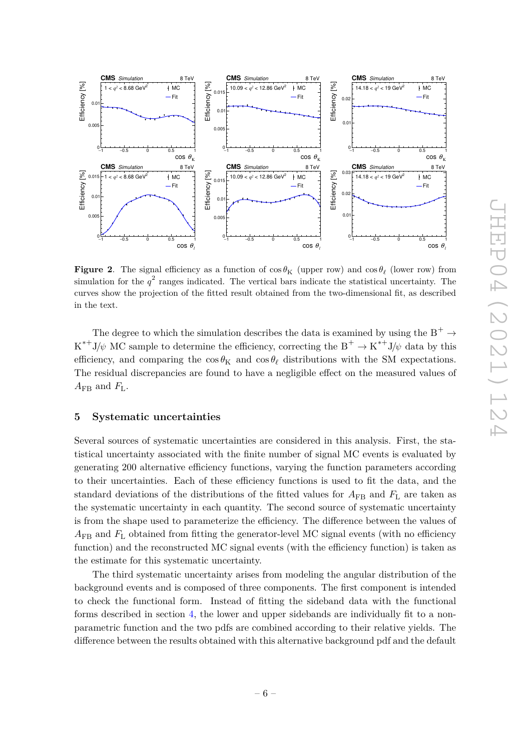**Figure 2**. The signal efficiency as a function of $\cos\theta_{\mathrm{K}}$ (upper row) and $\cos\theta_{\ell}$ (lower row) from simulation for the $q^2$ ranges indicated. The vertical bars indicate the statistical uncertainty. The curves show the projection of the fitted result obtained from the two-dimensional fit, as described in the text.

The degree to which the simulation describes the data is examined by using the $\mathrm{B}^+ \to \mathrm{K}^{*+}\mathrm{J}/\psi$ MC sample to determine the efficiency, correcting the $\mathrm{B}^+ \to \mathrm{K}^{*+}\mathrm{J}/\psi$ data by this efficiency, and comparing the $\cos\theta_{\mathrm{K}}$ and $\cos\theta_{\ell}$ distributions with the SM expectations. The residual discrepancies are found to have a negligible effect on the measured values of $A_{\mathrm{FB}}$ and $F_{\mathrm{L}}$.

## 5 Systematic uncertainties

Several sources of systematic uncertainties are considered in this analysis. First, the statistical uncertainty associated with the finite number of signal MC events is evaluated by generating 200 alternative efficiency functions, varying the function parameters according to their uncertainties. Each of these efficiency functions is used to fit the data, and the standard deviations of the distributions of the fitted values for $A_{\mathrm{FB}}$ and $F_{\mathrm{L}}$ are taken as the systematic uncertainty in each quantity. The second source of systematic uncertainty is from the shape used to parameterize the efficiency. The difference between the values of $A_{\mathrm{FB}}$ and $F_{\mathrm{L}}$ obtained from fitting the generator-level MC signal events (with no efficiency function) and the reconstructed MC signal events (with the efficiency function) is taken as the estimate for this systematic uncertainty.

The third systematic uncertainty arises from modeling the angular distribution of the background events and is composed of three components. The first component is intended to check the functional form. Instead of fitting the sideband data with the functional forms described in section 4, the lower and upper sidebands are individually fit to a non-parametric function and the two pdfs are combined according to their relative yields. The difference between the results obtained with this alternative background pdf and the default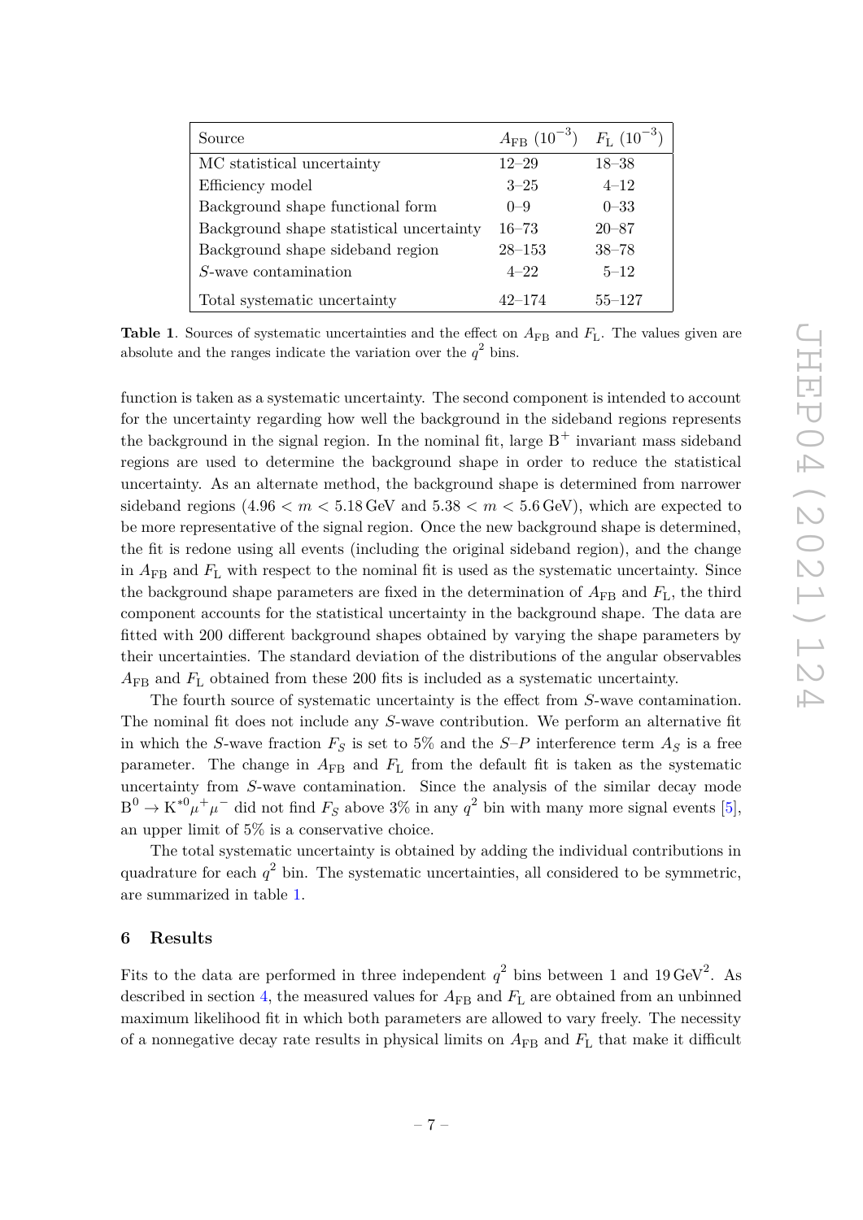| Source | $A_{\mathrm{FB}}$ $(10^{-3})$ | $F_{\mathrm{L}}$ $(10^{-3})$ |
|---|---|---|
| MC statistical uncertainty | 12–29 | 18–38 |
| Efficiency model | 3–25 | 4–12 |
| Background shape functional form | 0–9 | 0–33 |
| Background shape statistical uncertainty | 16–73 | 20–87 |
| Background shape sideband region | 28–153 | 38–78 |
| $S$-wave contamination | 4–22 | 5–12 |
| Total systematic uncertainty | 42–174 | 55–127 |

**Table 1**. Sources of systematic uncertainties and the effect on $A_{\mathrm{FB}}$ and $F_{\mathrm{L}}$. The values given are absolute and the ranges indicate the variation over the $q^2$ bins.

function is taken as a systematic uncertainty. The second component is intended to account for the uncertainty regarding how well the background in the sideband regions represents the background in the signal region. In the nominal fit, large $\mathrm{B}^+$ invariant mass sideband regions are used to determine the background shape in order to reduce the statistical uncertainty. As an alternate method, the background shape is determined from narrower sideband regions ($4.96 < m < 5.18\,\mathrm{GeV}$ and $5.38 < m < 5.6\,\mathrm{GeV}$), which are expected to be more representative of the signal region. Once the new background shape is determined, the fit is redone using all events (including the original sideband region), and the change in $A_{\mathrm{FB}}$ and $F_{\mathrm{L}}$ with respect to the nominal fit is used as the systematic uncertainty. Since the background shape parameters are fixed in the determination of $A_{\mathrm{FB}}$ and $F_{\mathrm{L}}$, the third component accounts for the statistical uncertainty in the background shape. The data are fitted with 200 different background shapes obtained by varying the shape parameters by their uncertainties. The standard deviation of the distributions of the angular observables $A_{\mathrm{FB}}$ and $F_{\mathrm{L}}$ obtained from these 200 fits is included as a systematic uncertainty.

The fourth source of systematic uncertainty is the effect from $S$-wave contamination. The nominal fit does not include any $S$-wave contribution. We perform an alternative fit in which the $S$-wave fraction $F_S$ is set to 5% and the $S$–$P$ interference term $A_S$ is a free parameter. The change in $A_{\mathrm{FB}}$ and $F_{\mathrm{L}}$ from the default fit is taken as the systematic uncertainty from $S$-wave contamination. Since the analysis of the similar decay mode $\mathrm{B}^0 \to \mathrm{K}^{*0}\mu^+\mu^-$ did not find $F_S$ above 3% in any $q^2$ bin with many more signal events [5], an upper limit of 5% is a conservative choice.

The total systematic uncertainty is obtained by adding the individual contributions in quadrature for each $q^2$ bin. The systematic uncertainties, all considered to be symmetric, are summarized in table 1.

## 6 Results

Fits to the data are performed in three independent $q^2$ bins between 1 and $19\,\mathrm{GeV}^2$. As described in section 4, the measured values for $A_{\mathrm{FB}}$ and $F_{\mathrm{L}}$ are obtained from an unbinned maximum likelihood fit in which both parameters are allowed to vary freely. The necessity of a nonnegative decay rate results in physical limits on $A_{\mathrm{FB}}$ and $F_{\mathrm{L}}$ that make it difficult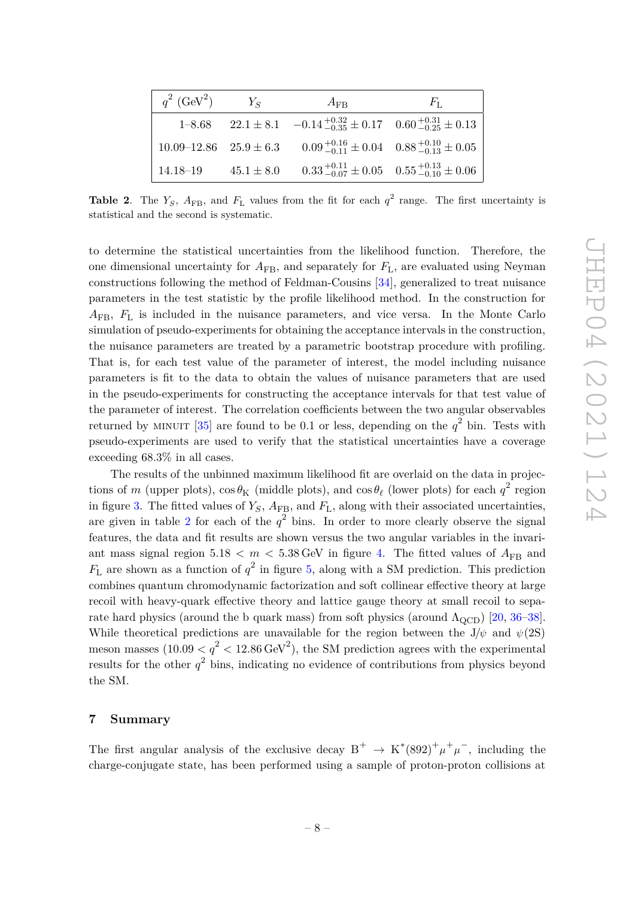| $q^2$ (GeV$^2$) | $Y_S$ | $A_{\rm FB}$ | $F_{\rm L}$ |
|---|---|---|---|
| 1–8.68 | $22.1 \pm 8.1$ | $-0.14\,^{+0.32}_{-0.35} \pm 0.17$ | $0.60\,^{+0.31}_{-0.25} \pm 0.13$ |
| 10.09–12.86 | $25.9 \pm 6.3$ | $0.09\,^{+0.16}_{-0.11} \pm 0.04$ | $0.88\,^{+0.10}_{-0.13} \pm 0.05$ |
| 14.18–19 | $45.1 \pm 8.0$ | $0.33\,^{+0.11}_{-0.07} \pm 0.05$ | $0.55\,^{+0.13}_{-0.10} \pm 0.06$ |

**Table 2**. The $Y_S$, $A_{\rm FB}$, and $F_{\rm L}$ values from the fit for each $q^2$ range. The first uncertainty is statistical and the second is systematic.

to determine the statistical uncertainties from the likelihood function. Therefore, the one dimensional uncertainty for $A_{\rm FB}$, and separately for $F_{\rm L}$, are evaluated using Neyman constructions following the method of Feldman-Cousins [34], generalized to treat nuisance parameters in the test statistic by the profile likelihood method. In the construction for $A_{\rm FB}$, $F_{\rm L}$ is included in the nuisance parameters, and vice versa. In the Monte Carlo simulation of pseudo-experiments for obtaining the acceptance intervals in the construction, the nuisance parameters are treated by a parametric bootstrap procedure with profiling. That is, for each test value of the parameter of interest, the model including nuisance parameters is fit to the data to obtain the values of nuisance parameters that are used in the pseudo-experiments for constructing the acceptance intervals for that test value of the parameter of interest. The correlation coefficients between the two angular observables returned by MINUIT [35] are found to be 0.1 or less, depending on the $q^2$ bin. Tests with pseudo-experiments are used to verify that the statistical uncertainties have a coverage exceeding 68.3% in all cases.

The results of the unbinned maximum likelihood fit are overlaid on the data in projections of $m$ (upper plots), $\cos\theta_{\rm K}$ (middle plots), and $\cos\theta_\ell$ (lower plots) for each $q^2$ region in figure 3. The fitted values of $Y_S$, $A_{\rm FB}$, and $F_{\rm L}$, along with their associated uncertainties, are given in table 2 for each of the $q^2$ bins. In order to more clearly observe the signal features, the data and fit results are shown versus the two angular variables in the invariant mass signal region $5.18 < m < 5.38\,\text{GeV}$ in figure 4. The fitted values of $A_{\rm FB}$ and $F_{\rm L}$ are shown as a function of $q^2$ in figure 5, along with a SM prediction. This prediction combines quantum chromodynamic factorization and soft collinear effective theory at large recoil with heavy-quark effective theory and lattice gauge theory at small recoil to separate hard physics (around the b quark mass) from soft physics (around $\Lambda_{\rm QCD}$) [20, 36–38]. While theoretical predictions are unavailable for the region between the J/$\psi$ and $\psi$(2S) meson masses ($10.09 < q^2 < 12.86\,\text{GeV}^2$), the SM prediction agrees with the experimental results for the other $q^2$ bins, indicating no evidence of contributions from physics beyond the SM.

## 7 Summary

The first angular analysis of the exclusive decay $\rm B^+ \to K^*(892)^+\mu^+\mu^-$, including the charge-conjugate state, has been performed using a sample of proton-proton collisions at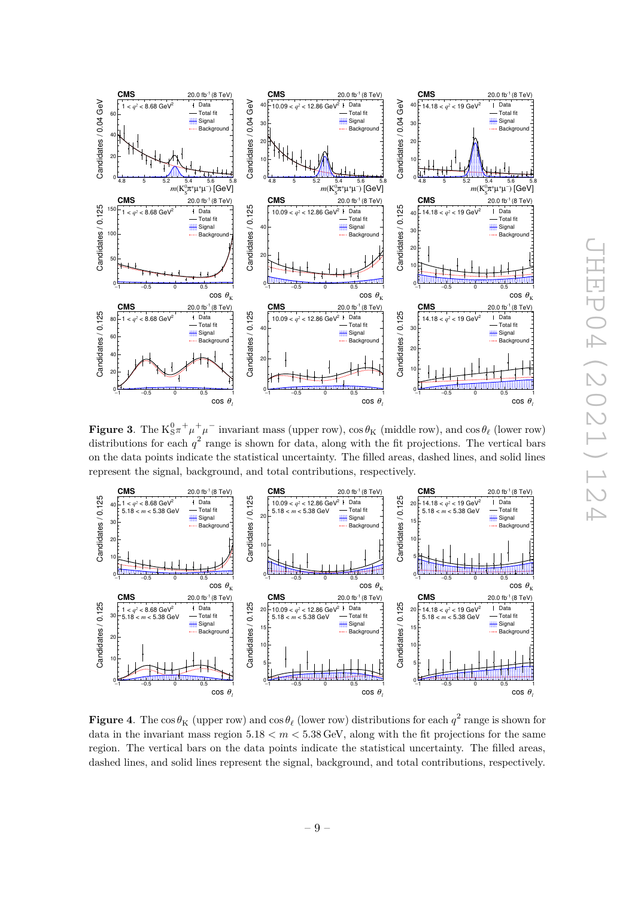**Figure 3**. The $\mathrm{K^0_S}\pi^+\mu^+\mu^-$ invariant mass (upper row), $\cos\theta_\mathrm{K}$ (middle row), and $\cos\theta_\ell$ (lower row) distributions for each $q^2$ range is shown for data, along with the fit projections. The vertical bars on the data points indicate the statistical uncertainty. The filled areas, dashed lines, and solid lines represent the signal, background, and total contributions, respectively.

**Figure 4**. The $\cos\theta_\mathrm{K}$ (upper row) and $\cos\theta_\ell$ (lower row) distributions for each $q^2$ range is shown for data in the invariant mass region $5.18 < m < 5.38\,\mathrm{GeV}$, along with the fit projections for the same region. The vertical bars on the data points indicate the statistical uncertainty. The filled areas, dashed lines, and solid lines represent the signal, background, and total contributions, respectively.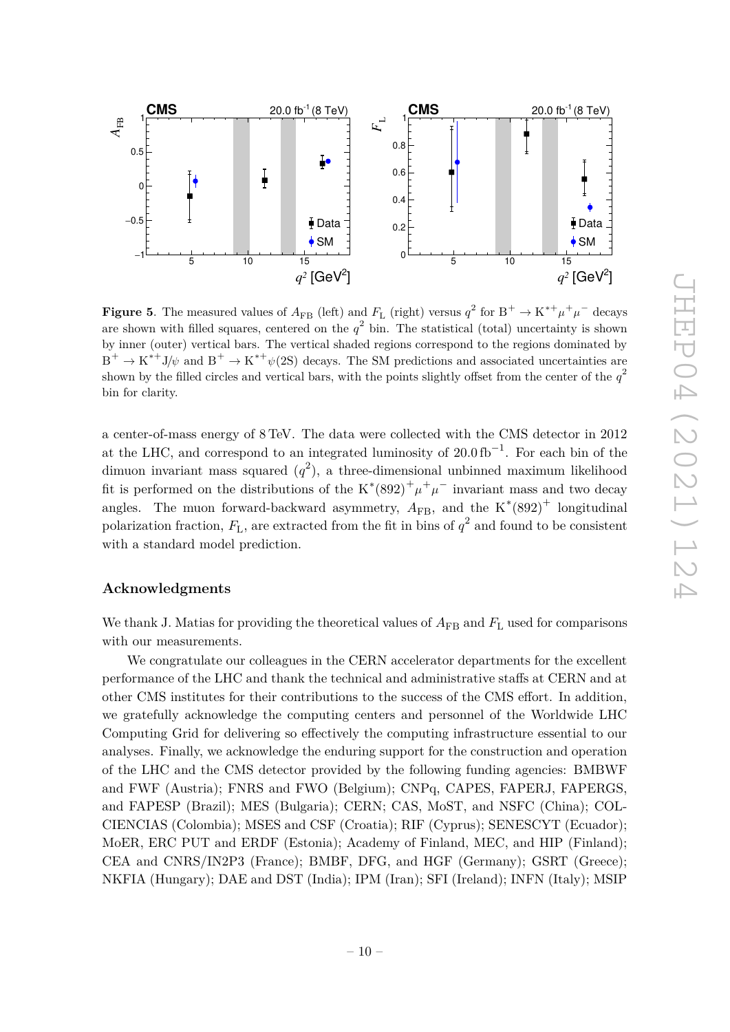**Figure 5**. The measured values of $A_{\mathrm{FB}}$ (left) and $F_{\mathrm{L}}$ (right) versus $q^2$ for $\mathrm{B}^+ \to \mathrm{K}^{*+}\mu^+\mu^-$ decays are shown with filled squares, centered on the $q^2$ bin. The statistical (total) uncertainty is shown by inner (outer) vertical bars. The vertical shaded regions correspond to the regions dominated by $\mathrm{B}^+ \to \mathrm{K}^{*+}\mathrm{J}/\psi$ and $\mathrm{B}^+ \to \mathrm{K}^{*+}\psi(2\mathrm{S})$ decays. The SM predictions and associated uncertainties are shown by the filled circles and vertical bars, with the points slightly offset from the center of the $q^2$ bin for clarity.

a center-of-mass energy of 8 TeV. The data were collected with the CMS detector in 2012 at the LHC, and correspond to an integrated luminosity of $20.0\,\mathrm{fb}^{-1}$. For each bin of the dimuon invariant mass squared ($q^2$), a three-dimensional unbinned maximum likelihood fit is performed on the distributions of the $\mathrm{K}^*(892)^+\mu^+\mu^-$ invariant mass and two decay angles. The muon forward-backward asymmetry, $A_{\mathrm{FB}}$, and the $\mathrm{K}^*(892)^+$ longitudinal polarization fraction, $F_{\mathrm{L}}$, are extracted from the fit in bins of $q^2$ and found to be consistent with a standard model prediction.

## Acknowledgments

We thank J. Matias for providing the theoretical values of $A_{\mathrm{FB}}$ and $F_{\mathrm{L}}$ used for comparisons with our measurements.

We congratulate our colleagues in the CERN accelerator departments for the excellent performance of the LHC and thank the technical and administrative staffs at CERN and at other CMS institutes for their contributions to the success of the CMS effort. In addition, we gratefully acknowledge the computing centers and personnel of the Worldwide LHC Computing Grid for delivering so effectively the computing infrastructure essential to our analyses. Finally, we acknowledge the enduring support for the construction and operation of the LHC and the CMS detector provided by the following funding agencies: BMBWF and FWF (Austria); FNRS and FWO (Belgium); CNPq, CAPES, FAPERJ, FAPERGS, and FAPESP (Brazil); MES (Bulgaria); CERN; CAS, MoST, and NSFC (China); COLCIENCIAS (Colombia); MSES and CSF (Croatia); RIF (Cyprus); SENESCYT (Ecuador); MoER, ERC PUT and ERDF (Estonia); Academy of Finland, MEC, and HIP (Finland); CEA and CNRS/IN2P3 (France); BMBF, DFG, and HGF (Germany); GSRT (Greece); NKFIA (Hungary); DAE and DST (India); IPM (Iran); SFI (Ireland); INFN (Italy); MSIP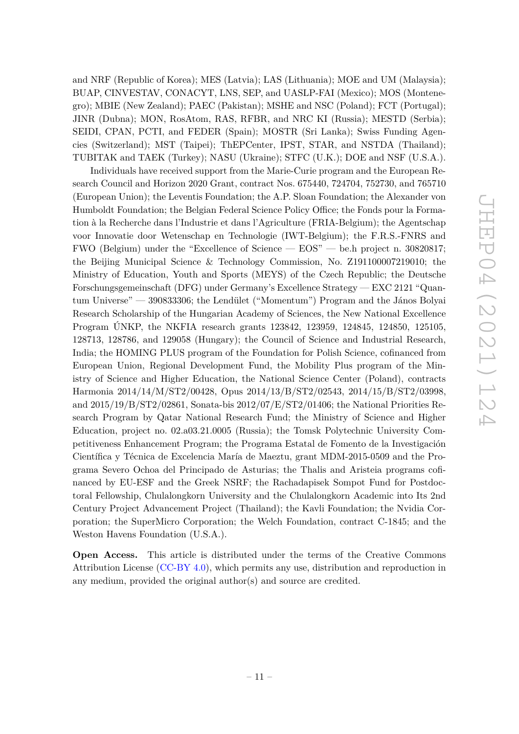and NRF (Republic of Korea); MES (Latvia); LAS (Lithuania); MOE and UM (Malaysia); BUAP, CINVESTAV, CONACYT, LNS, SEP, and UASLP-FAI (Mexico); MOS (Montenegro); MBIE (New Zealand); PAEC (Pakistan); MSHE and NSC (Poland); FCT (Portugal); JINR (Dubna); MON, RosAtom, RAS, RFBR, and NRC KI (Russia); MESTD (Serbia); SEIDI, CPAN, PCTI, and FEDER (Spain); MOSTR (Sri Lanka); Swiss Funding Agencies (Switzerland); MST (Taipei); ThEPCenter, IPST, STAR, and NSTDA (Thailand); TUBITAK and TAEK (Turkey); NASU (Ukraine); STFC (U.K.); DOE and NSF (U.S.A.).

Individuals have received support from the Marie-Curie program and the European Research Council and Horizon 2020 Grant, contract Nos. 675440, 724704, 752730, and 765710 (European Union); the Leventis Foundation; the A.P. Sloan Foundation; the Alexander von Humboldt Foundation; the Belgian Federal Science Policy Office; the Fonds pour la Formation à la Recherche dans l'Industrie et dans l'Agriculture (FRIA-Belgium); the Agentschap voor Innovatie door Wetenschap en Technologie (IWT-Belgium); the F.R.S.-FNRS and FWO (Belgium) under the "Excellence of Science — EOS" — be.h project n. 30820817; the Beijing Municipal Science & Technology Commission, No. Z191100007219010; the Ministry of Education, Youth and Sports (MEYS) of the Czech Republic; the Deutsche Forschungsgemeinschaft (DFG) under Germany's Excellence Strategy — EXC 2121 "Quantum Universe" — 390833306; the Lendület ("Momentum") Program and the János Bolyai Research Scholarship of the Hungarian Academy of Sciences, the New National Excellence Program ÚNKP, the NKFIA research grants 123842, 123959, 124845, 124850, 125105, 128713, 128786, and 129058 (Hungary); the Council of Science and Industrial Research, India; the HOMING PLUS program of the Foundation for Polish Science, cofinanced from European Union, Regional Development Fund, the Mobility Plus program of the Ministry of Science and Higher Education, the National Science Center (Poland), contracts Harmonia 2014/14/M/ST2/00428, Opus 2014/13/B/ST2/02543, 2014/15/B/ST2/03998, and 2015/19/B/ST2/02861, Sonata-bis 2012/07/E/ST2/01406; the National Priorities Research Program by Qatar National Research Fund; the Ministry of Science and Higher Education, project no. 02.a03.21.0005 (Russia); the Tomsk Polytechnic University Competitiveness Enhancement Program; the Programa Estatal de Fomento de la Investigación Científica y Técnica de Excelencia María de Maeztu, grant MDM-2015-0509 and the Programa Severo Ochoa del Principado de Asturias; the Thalis and Aristeia programs cofinanced by EU-ESF and the Greek NSRF; the Rachadapisek Sompot Fund for Postdoctoral Fellowship, Chulalongkorn University and the Chulalongkorn Academic into Its 2nd Century Project Advancement Project (Thailand); the Kavli Foundation; the Nvidia Corporation; the SuperMicro Corporation; the Welch Foundation, contract C-1845; and the Weston Havens Foundation (U.S.A.).

**Open Access.** This article is distributed under the terms of the Creative Commons Attribution License (CC-BY 4.0), which permits any use, distribution and reproduction in any medium, provided the original author(s) and source are credited.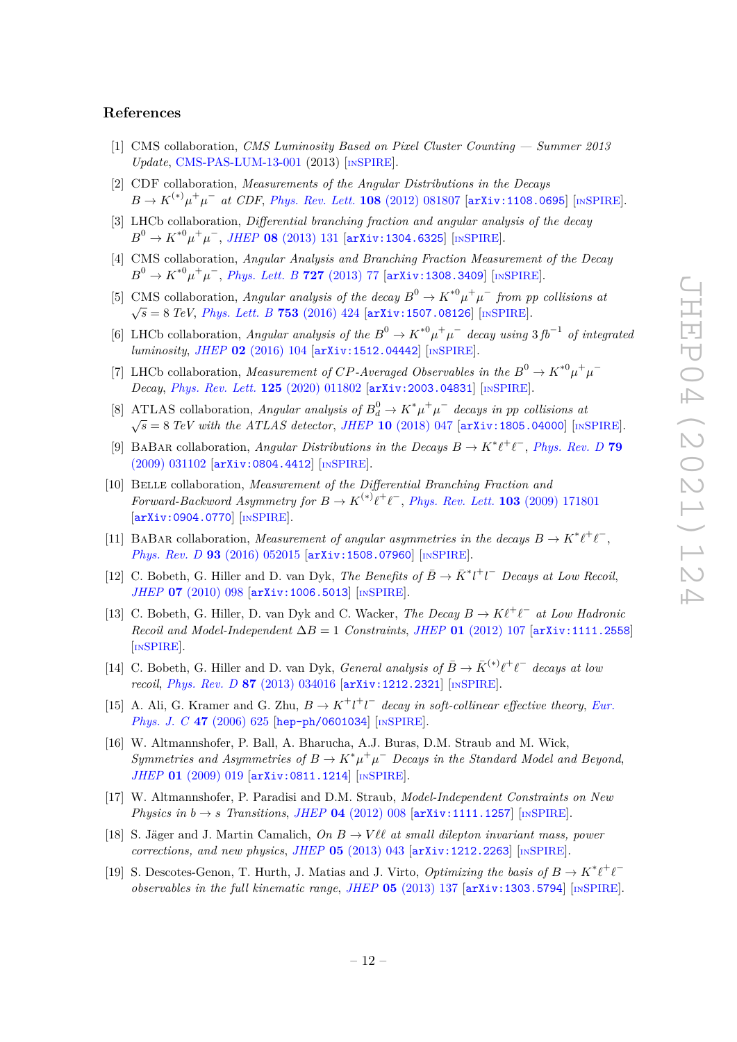## References

[1] CMS collaboration, *CMS Luminosity Based on Pixel Cluster Counting — Summer 2013 Update*, CMS-PAS-LUM-13-001 (2013) [INSPIRE].

[2] CDF collaboration, *Measurements of the Angular Distributions in the Decays $B \to K^{(*)}\mu^+\mu^-$ at CDF*, *Phys. Rev. Lett.* **108** (2012) 081807 [arXiv:1108.0695] [INSPIRE].

[3] LHCb collaboration, *Differential branching fraction and angular analysis of the decay $B^0 \to K^{*0}\mu^+\mu^-$*, *JHEP* **08** (2013) 131 [arXiv:1304.6325] [INSPIRE].

[4] CMS collaboration, *Angular Analysis and Branching Fraction Measurement of the Decay $B^0 \to K^{*0}\mu^+\mu^-$*, *Phys. Lett. B* **727** (2013) 77 [arXiv:1308.3409] [INSPIRE].

[5] CMS collaboration, *Angular analysis of the decay $B^0 \to K^{*0}\mu^+\mu^-$ from pp collisions at $\sqrt{s} = 8$ TeV*, *Phys. Lett. B* **753** (2016) 424 [arXiv:1507.08126] [INSPIRE].

[6] LHCb collaboration, *Angular analysis of the $B^0 \to K^{*0}\mu^+\mu^-$ decay using 3 fb$^{-1}$ of integrated luminosity*, *JHEP* **02** (2016) 104 [arXiv:1512.04442] [INSPIRE].

[7] LHCb collaboration, *Measurement of CP-Averaged Observables in the $B^0 \to K^{*0}\mu^+\mu^-$ Decay*, *Phys. Rev. Lett.* **125** (2020) 011802 [arXiv:2003.04831] [INSPIRE].

[8] ATLAS collaboration, *Angular analysis of $B^0_d \to K^*\mu^+\mu^-$ decays in pp collisions at $\sqrt{s} = 8$ TeV with the ATLAS detector*, *JHEP* **10** (2018) 047 [arXiv:1805.04000] [INSPIRE].

[9] BaBar collaboration, *Angular Distributions in the Decays $B \to K^*\ell^+\ell^-$*, *Phys. Rev. D* **79** (2009) 031102 [arXiv:0804.4412] [INSPIRE].

[10] Belle collaboration, *Measurement of the Differential Branching Fraction and Forward-Backword Asymmetry for $B \to K^{(*)}\ell^+\ell^-$*, *Phys. Rev. Lett.* **103** (2009) 171801 [arXiv:0904.0770] [INSPIRE].

[11] BaBar collaboration, *Measurement of angular asymmetries in the decays $B \to K^*\ell^+\ell^-$*, *Phys. Rev. D* **93** (2016) 052015 [arXiv:1508.07960] [INSPIRE].

[12] C. Bobeth, G. Hiller and D. van Dyk, *The Benefits of $\bar{B} \to \bar{K}^*l^+l^-$ Decays at Low Recoil*, *JHEP* **07** (2010) 098 [arXiv:1006.5013] [INSPIRE].

[13] C. Bobeth, G. Hiller, D. van Dyk and C. Wacker, *The Decay $B \to K\ell^+\ell^-$ at Low Hadronic Recoil and Model-Independent $\Delta B = 1$ Constraints*, *JHEP* **01** (2012) 107 [arXiv:1111.2558] [INSPIRE].

[14] C. Bobeth, G. Hiller and D. van Dyk, *General analysis of $\bar{B} \to \bar{K}^{(*)}\ell^+\ell^-$ decays at low recoil*, *Phys. Rev. D* **87** (2013) 034016 [arXiv:1212.2321] [INSPIRE].

[15] A. Ali, G. Kramer and G. Zhu, *$B \to K^+l^+l^-$ decay in soft-collinear effective theory*, *Eur. Phys. J. C* **47** (2006) 625 [hep-ph/0601034] [INSPIRE].

[16] W. Altmannshofer, P. Ball, A. Bharucha, A.J. Buras, D.M. Straub and M. Wick, *Symmetries and Asymmetries of $B \to K^*\mu^+\mu^-$ Decays in the Standard Model and Beyond*, *JHEP* **01** (2009) 019 [arXiv:0811.1214] [INSPIRE].

[17] W. Altmannshofer, P. Paradisi and D.M. Straub, *Model-Independent Constraints on New Physics in $b \to s$ Transitions*, *JHEP* **04** (2012) 008 [arXiv:1111.1257] [INSPIRE].

[18] S. Jäger and J. Martin Camalich, *On $B \to V\ell\ell$ at small dilepton invariant mass, power corrections, and new physics*, *JHEP* **05** (2013) 043 [arXiv:1212.2263] [INSPIRE].

[19] S. Descotes-Genon, T. Hurth, J. Matias and J. Virto, *Optimizing the basis of $B \to K^*\ell^+\ell^-$ observables in the full kinematic range*, *JHEP* **05** (2013) 137 [arXiv:1303.5794] [INSPIRE].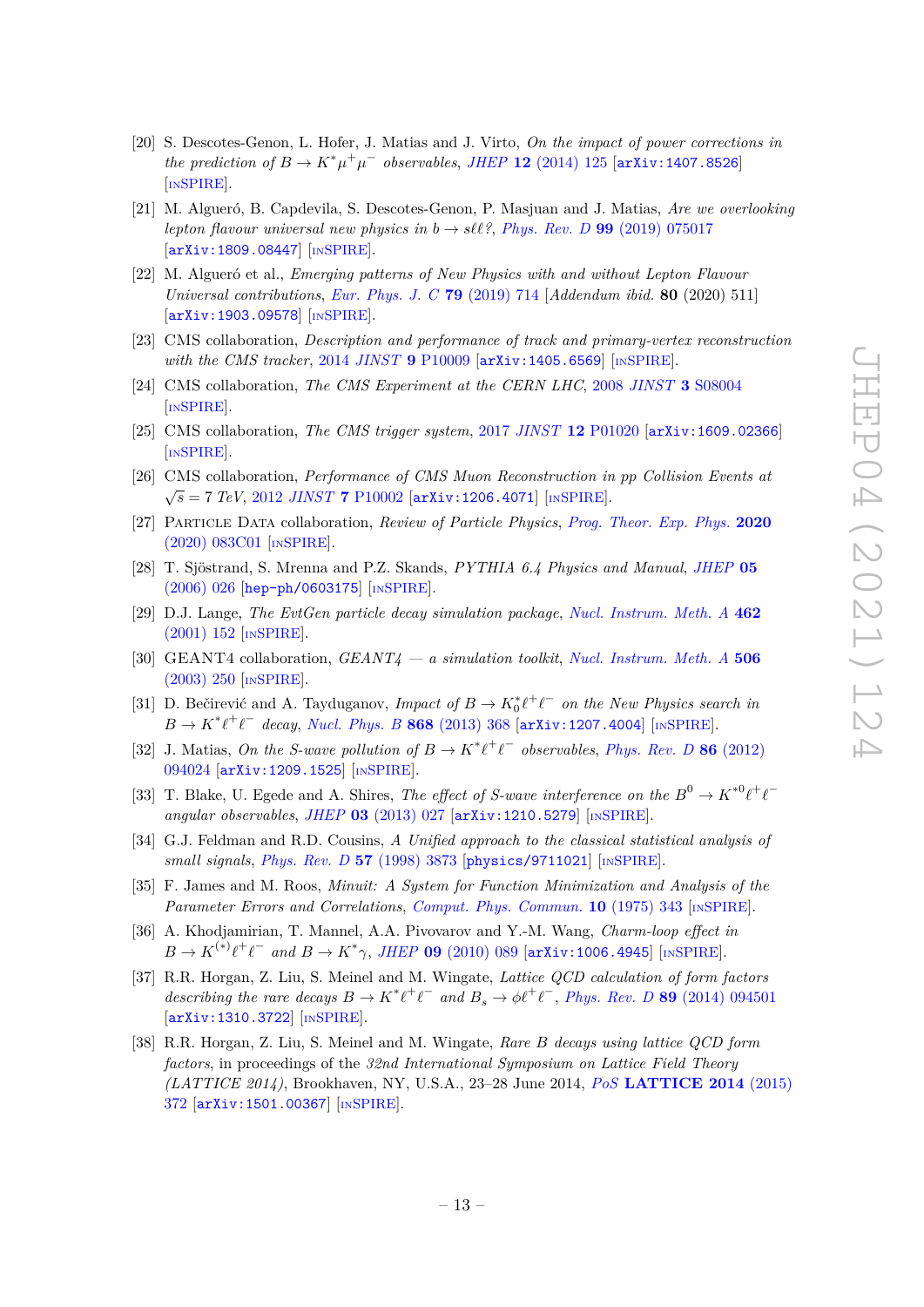[20] S. Descotes-Genon, L. Hofer, J. Matias and J. Virto, *On the impact of power corrections in the prediction of $B \to K^*\mu^+\mu^-$ observables*, *JHEP* **12** (2014) 125 [arXiv:1407.8526] [INSPIRE].

[21] M. Algueró, B. Capdevila, S. Descotes-Genon, P. Masjuan and J. Matias, *Are we overlooking lepton flavour universal new physics in $b \to s\ell\ell$?*, *Phys. Rev. D* **99** (2019) 075017 [arXiv:1809.08447] [INSPIRE].

[22] M. Algueró et al., *Emerging patterns of New Physics with and without Lepton Flavour Universal contributions*, *Eur. Phys. J. C* **79** (2019) 714 [*Addendum ibid.* **80** (2020) 511] [arXiv:1903.09578] [INSPIRE].

[23] CMS collaboration, *Description and performance of track and primary-vertex reconstruction with the CMS tracker*, 2014 *JINST* **9** P10009 [arXiv:1405.6569] [INSPIRE].

[24] CMS collaboration, *The CMS Experiment at the CERN LHC*, 2008 *JINST* **3** S08004 [INSPIRE].

[25] CMS collaboration, *The CMS trigger system*, 2017 *JINST* **12** P01020 [arXiv:1609.02366] [INSPIRE].

[26] CMS collaboration, *Performance of CMS Muon Reconstruction in pp Collision Events at $\sqrt{s} = 7$ TeV*, 2012 *JINST* **7** P10002 [arXiv:1206.4071] [INSPIRE].

[27] Particle Data collaboration, *Review of Particle Physics*, *Prog. Theor. Exp. Phys.* **2020** (2020) 083C01 [INSPIRE].

[28] T. Sjöstrand, S. Mrenna and P.Z. Skands, *PYTHIA 6.4 Physics and Manual*, *JHEP* **05** (2006) 026 [hep-ph/0603175] [INSPIRE].

[29] D.J. Lange, *The EvtGen particle decay simulation package*, *Nucl. Instrum. Meth. A* **462** (2001) 152 [INSPIRE].

[30] GEANT4 collaboration, *GEANT4 — a simulation toolkit*, *Nucl. Instrum. Meth. A* **506** (2003) 250 [INSPIRE].

[31] D. Bečirević and A. Tayduganov, *Impact of $B \to K_0^*\ell^+\ell^-$ on the New Physics search in $B \to K^*\ell^+\ell^-$ decay*, *Nucl. Phys. B* **868** (2013) 368 [arXiv:1207.4004] [INSPIRE].

[32] J. Matias, *On the S-wave pollution of $B \to K^*\ell^+\ell^-$ observables*, *Phys. Rev. D* **86** (2012) 094024 [arXiv:1209.1525] [INSPIRE].

[33] T. Blake, U. Egede and A. Shires, *The effect of S-wave interference on the $B^0 \to K^{*0}\ell^+\ell^-$ angular observables*, *JHEP* **03** (2013) 027 [arXiv:1210.5279] [INSPIRE].

[34] G.J. Feldman and R.D. Cousins, *A Unified approach to the classical statistical analysis of small signals*, *Phys. Rev. D* **57** (1998) 3873 [physics/9711021] [INSPIRE].

[35] F. James and M. Roos, *Minuit: A System for Function Minimization and Analysis of the Parameter Errors and Correlations*, *Comput. Phys. Commun.* **10** (1975) 343 [INSPIRE].

[36] A. Khodjamirian, T. Mannel, A.A. Pivovarov and Y.-M. Wang, *Charm-loop effect in $B \to K^{(*)}\ell^+\ell^-$ and $B \to K^*\gamma$*, *JHEP* **09** (2010) 089 [arXiv:1006.4945] [INSPIRE].

[37] R.R. Horgan, Z. Liu, S. Meinel and M. Wingate, *Lattice QCD calculation of form factors describing the rare decays $B \to K^*\ell^+\ell^-$ and $B_s \to \phi\ell^+\ell^-$*, *Phys. Rev. D* **89** (2014) 094501 [arXiv:1310.3722] [INSPIRE].

[38] R.R. Horgan, Z. Liu, S. Meinel and M. Wingate, *Rare B decays using lattice QCD form factors*, in proceedings of the *32nd International Symposium on Lattice Field Theory (LATTICE 2014)*, Brookhaven, NY, U.S.A., 23–28 June 2014, *PoS* **LATTICE 2014** (2015) 372 [arXiv:1501.00367] [INSPIRE].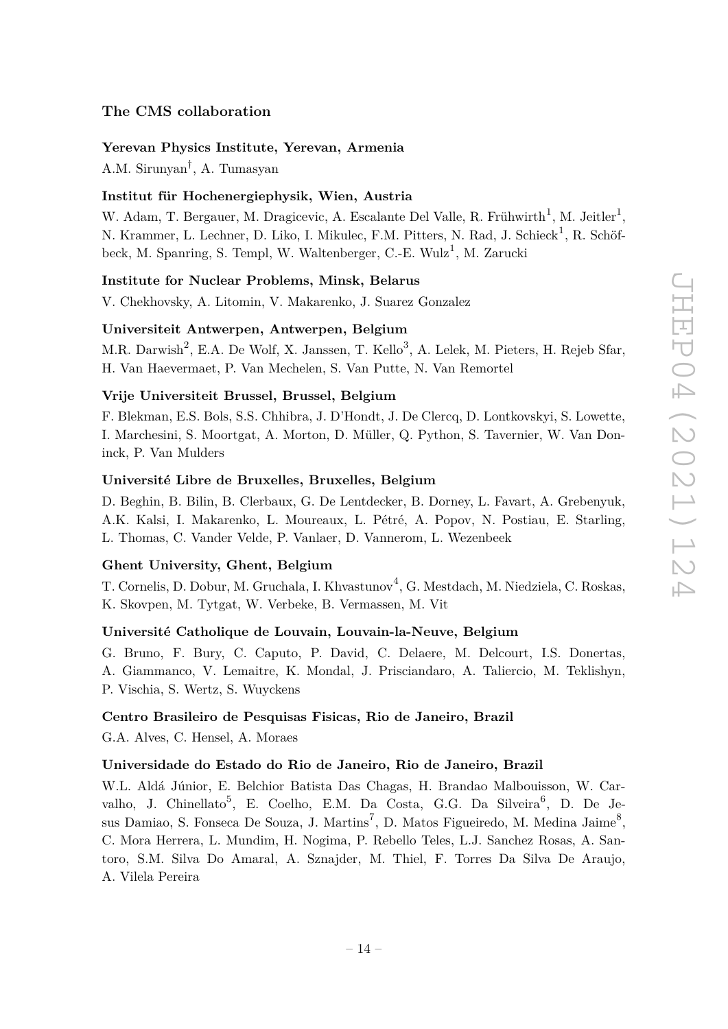## The CMS collaboration

**Yerevan Physics Institute, Yerevan, Armenia**

A.M. Sirunyan[†], A. Tumasyan

**Institut für Hochenergiephysik, Wien, Austria**

W. Adam, T. Bergauer, M. Dragicevic, A. Escalante Del Valle, R. Frühwirth[1], M. Jeitler[1], N. Krammer, L. Lechner, D. Liko, I. Mikulec, F.M. Pitters, N. Rad, J. Schieck[1], R. Schöfbeck, M. Spanring, S. Templ, W. Waltenberger, C.-E. Wulz[1], M. Zarucki

**Institute for Nuclear Problems, Minsk, Belarus**

V. Chekhovsky, A. Litomin, V. Makarenko, J. Suarez Gonzalez

**Universiteit Antwerpen, Antwerpen, Belgium**

M.R. Darwish[2], E.A. De Wolf, X. Janssen, T. Kello[3], A. Lelek, M. Pieters, H. Rejeb Sfar, H. Van Haevermaet, P. Van Mechelen, S. Van Putte, N. Van Remortel

**Vrije Universiteit Brussel, Brussel, Belgium**

F. Blekman, E.S. Bols, S.S. Chhibra, J. D'Hondt, J. De Clercq, D. Lontkovskyi, S. Lowette, I. Marchesini, S. Moortgat, A. Morton, D. Müller, Q. Python, S. Tavernier, W. Van Doninck, P. Van Mulders

**Université Libre de Bruxelles, Bruxelles, Belgium**

D. Beghin, B. Bilin, B. Clerbaux, G. De Lentdecker, B. Dorney, L. Favart, A. Grebenyuk, A.K. Kalsi, I. Makarenko, L. Moureaux, L. Pétré, A. Popov, N. Postiau, E. Starling, L. Thomas, C. Vander Velde, P. Vanlaer, D. Vannerom, L. Wezenbeek

**Ghent University, Ghent, Belgium**

T. Cornelis, D. Dobur, M. Gruchala, I. Khvastunov[4], G. Mestdach, M. Niedziela, C. Roskas, K. Skovpen, M. Tytgat, W. Verbeke, B. Vermassen, M. Vit

**Université Catholique de Louvain, Louvain-la-Neuve, Belgium**

G. Bruno, F. Bury, C. Caputo, P. David, C. Delaere, M. Delcourt, I.S. Donertas, A. Giammanco, V. Lemaitre, K. Mondal, J. Prisciandaro, A. Taliercio, M. Teklishyn, P. Vischia, S. Wertz, S. Wuyckens

**Centro Brasileiro de Pesquisas Fisicas, Rio de Janeiro, Brazil**

G.A. Alves, C. Hensel, A. Moraes

**Universidade do Estado do Rio de Janeiro, Rio de Janeiro, Brazil**

W.L. Aldá Júnior, E. Belchior Batista Das Chagas, H. Brandao Malbouisson, W. Carvalho, J. Chinellato[5], E. Coelho, E.M. Da Costa, G.G. Da Silveira[6], D. De Jesus Damiao, S. Fonseca De Souza, J. Martins[7], D. Matos Figueiredo, M. Medina Jaime[8], C. Mora Herrera, L. Mundim, H. Nogima, P. Rebello Teles, L.J. Sanchez Rosas, A. Santoro, S.M. Silva Do Amaral, A. Sznajder, M. Thiel, F. Torres Da Silva De Araujo, A. Vilela Pereira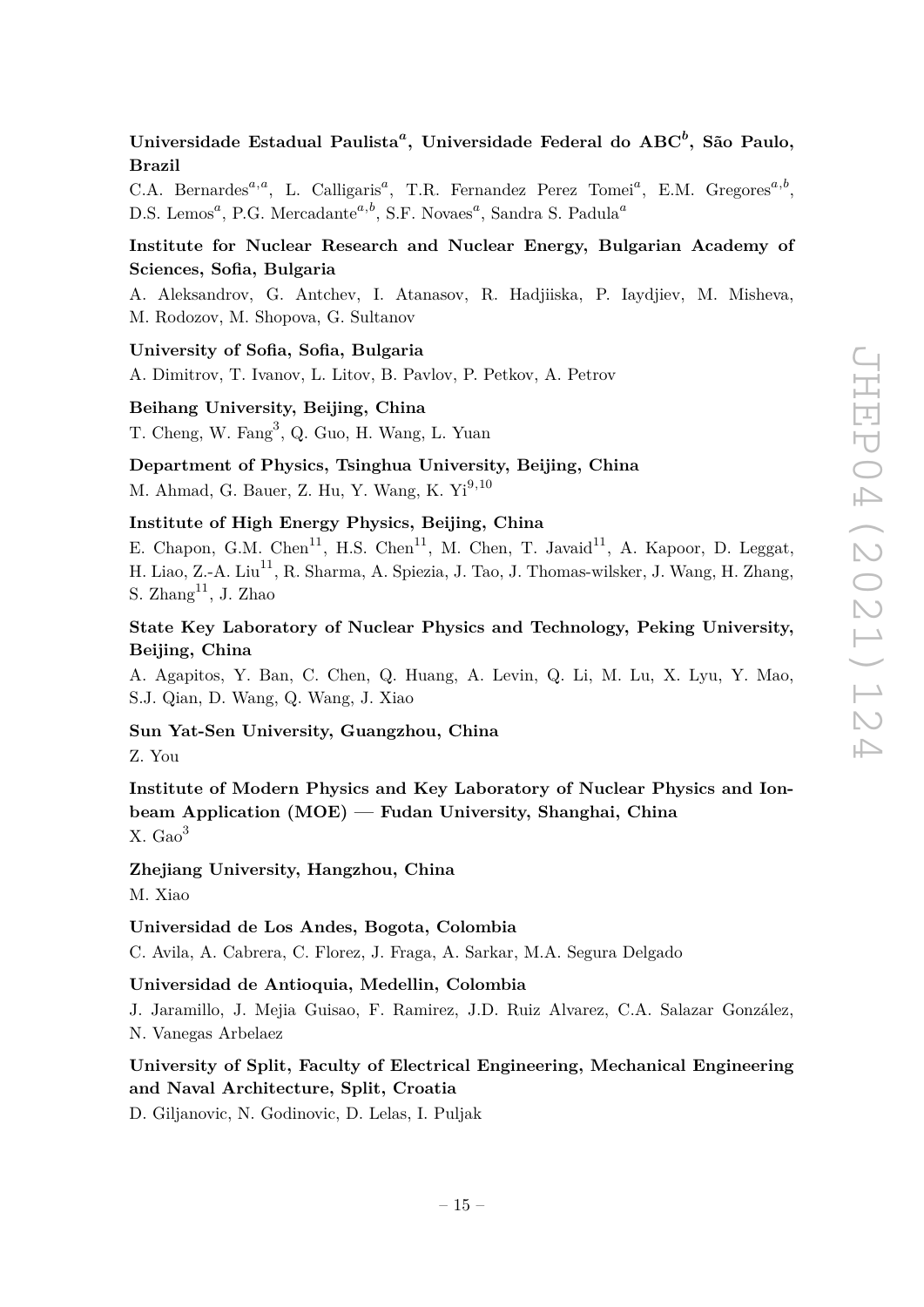**Universidade Estadual Paulista[a], Universidade Federal do ABC[b], São Paulo, Brazil**

C.A. Bernardes[a,a], L. Calligaris[a], T.R. Fernandez Perez Tomei[a], E.M. Gregores[a,b], D.S. Lemos[a], P.G. Mercadante[a,b], S.F. Novaes[a], Sandra S. Padula[a]

**Institute for Nuclear Research and Nuclear Energy, Bulgarian Academy of Sciences, Sofia, Bulgaria**

A. Aleksandrov, G. Antchev, I. Atanasov, R. Hadjiiska, P. Iaydjiev, M. Misheva, M. Rodozov, M. Shopova, G. Sultanov

**University of Sofia, Sofia, Bulgaria**

A. Dimitrov, T. Ivanov, L. Litov, B. Pavlov, P. Petkov, A. Petrov

**Beihang University, Beijing, China**

T. Cheng, W. Fang[3], Q. Guo, H. Wang, L. Yuan

**Department of Physics, Tsinghua University, Beijing, China**

M. Ahmad, G. Bauer, Z. Hu, Y. Wang, K. Yi[9,10]

**Institute of High Energy Physics, Beijing, China**

E. Chapon, G.M. Chen[11], H.S. Chen[11], M. Chen, T. Javaid[11], A. Kapoor, D. Leggat, H. Liao, Z.-A. Liu[11], R. Sharma, A. Spiezia, J. Tao, J. Thomas-wilsker, J. Wang, H. Zhang, S. Zhang[11], J. Zhao

**State Key Laboratory of Nuclear Physics and Technology, Peking University, Beijing, China**

A. Agapitos, Y. Ban, C. Chen, Q. Huang, A. Levin, Q. Li, M. Lu, X. Lyu, Y. Mao, S.J. Qian, D. Wang, Q. Wang, J. Xiao

**Sun Yat-Sen University, Guangzhou, China**

Z. You

**Institute of Modern Physics and Key Laboratory of Nuclear Physics and Ion-beam Application (MOE) — Fudan University, Shanghai, China**

X. Gao[3]

**Zhejiang University, Hangzhou, China**

M. Xiao

**Universidad de Los Andes, Bogota, Colombia**

C. Avila, A. Cabrera, C. Florez, J. Fraga, A. Sarkar, M.A. Segura Delgado

**Universidad de Antioquia, Medellin, Colombia**

J. Jaramillo, J. Mejia Guisao, F. Ramirez, J.D. Ruiz Alvarez, C.A. Salazar González, N. Vanegas Arbelaez

**University of Split, Faculty of Electrical Engineering, Mechanical Engineering and Naval Architecture, Split, Croatia**

D. Giljanovic, N. Godinovic, D. Lelas, I. Puljak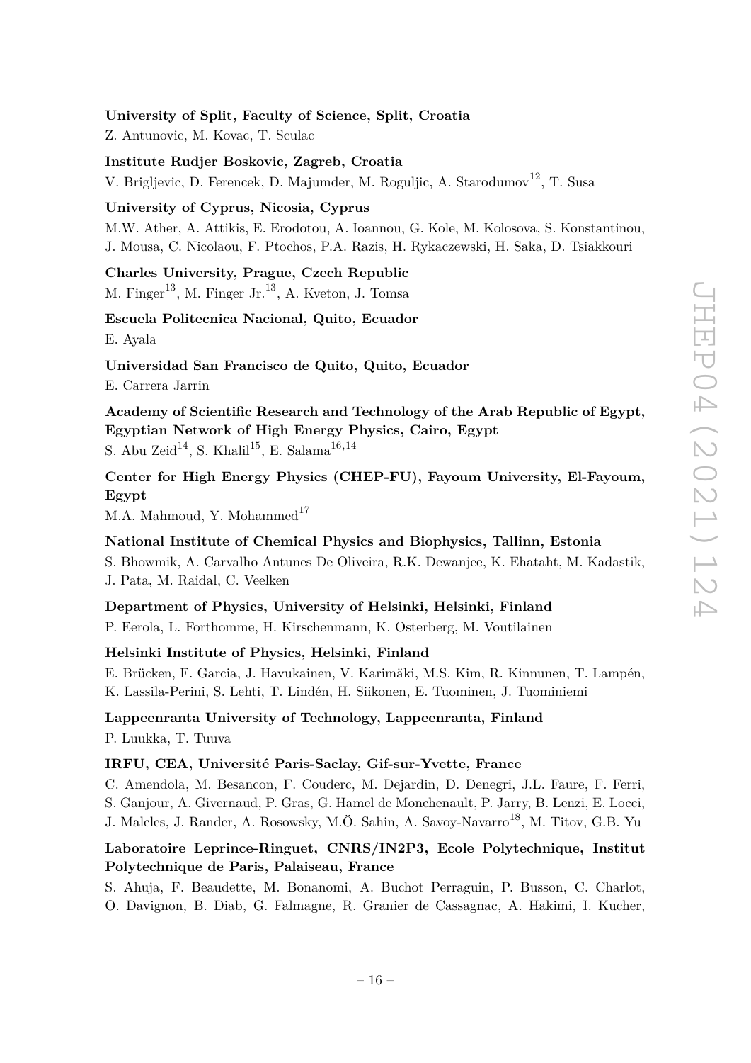**University of Split, Faculty of Science, Split, Croatia**

Z. Antunovic, M. Kovac, T. Sculac

**Institute Rudjer Boskovic, Zagreb, Croatia**

V. Brigljevic, D. Ferencek, D. Majumder, M. Roguljic, A. Starodumov[12], T. Susa

**University of Cyprus, Nicosia, Cyprus**

M.W. Ather, A. Attikis, E. Erodotou, A. Ioannou, G. Kole, M. Kolosova, S. Konstantinou, J. Mousa, C. Nicolaou, F. Ptochos, P.A. Razis, H. Rykaczewski, H. Saka, D. Tsiakkouri

**Charles University, Prague, Czech Republic**

M. Finger[13], M. Finger Jr.[13], A. Kveton, J. Tomsa

**Escuela Politecnica Nacional, Quito, Ecuador**

E. Ayala

**Universidad San Francisco de Quito, Quito, Ecuador**

E. Carrera Jarrin

**Academy of Scientific Research and Technology of the Arab Republic of Egypt, Egyptian Network of High Energy Physics, Cairo, Egypt**

S. Abu Zeid[14], S. Khalil[15], E. Salama[16,14]

**Center for High Energy Physics (CHEP-FU), Fayoum University, El-Fayoum, Egypt**

M.A. Mahmoud, Y. Mohammed[17]

**National Institute of Chemical Physics and Biophysics, Tallinn, Estonia**

S. Bhowmik, A. Carvalho Antunes De Oliveira, R.K. Dewanjee, K. Ehataht, M. Kadastik, J. Pata, M. Raidal, C. Veelken

**Department of Physics, University of Helsinki, Helsinki, Finland**

P. Eerola, L. Forthomme, H. Kirschenmann, K. Osterberg, M. Voutilainen

**Helsinki Institute of Physics, Helsinki, Finland**

E. Brücken, F. Garcia, J. Havukainen, V. Karimäki, M.S. Kim, R. Kinnunen, T. Lampén, K. Lassila-Perini, S. Lehti, T. Lindén, H. Siikonen, E. Tuominen, J. Tuominiemi

**Lappeenranta University of Technology, Lappeenranta, Finland**

P. Luukka, T. Tuuva

**IRFU, CEA, Université Paris-Saclay, Gif-sur-Yvette, France**

C. Amendola, M. Besancon, F. Couderc, M. Dejardin, D. Denegri, J.L. Faure, F. Ferri, S. Ganjour, A. Givernaud, P. Gras, G. Hamel de Monchenault, P. Jarry, B. Lenzi, E. Locci, J. Malcles, J. Rander, A. Rosowsky, M.Ö. Sahin, A. Savoy-Navarro[18], M. Titov, G.B. Yu

**Laboratoire Leprince-Ringuet, CNRS/IN2P3, Ecole Polytechnique, Institut Polytechnique de Paris, Palaiseau, France**

S. Ahuja, F. Beaudette, M. Bonanomi, A. Buchot Perraguin, P. Busson, C. Charlot, O. Davignon, B. Diab, G. Falmagne, R. Granier de Cassagnac, A. Hakimi, I. Kucher,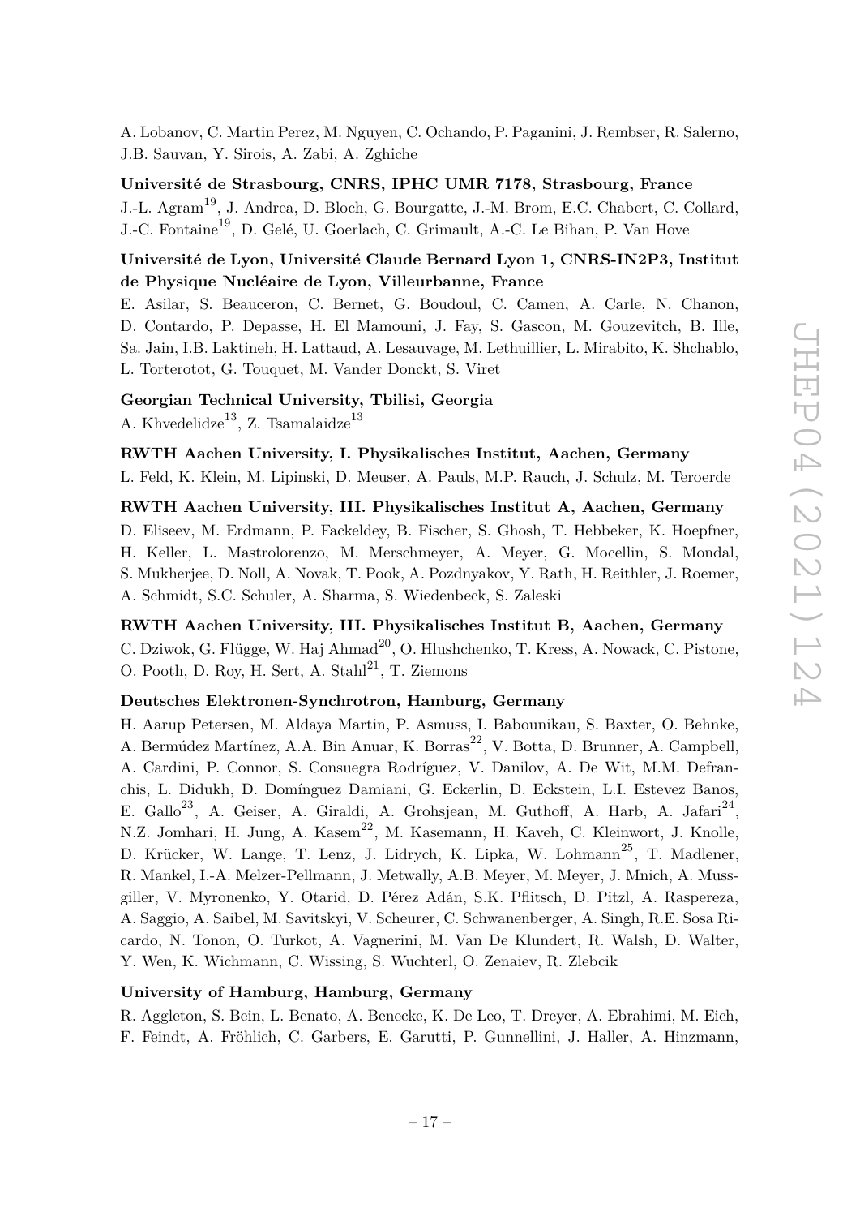A. Lobanov, C. Martin Perez, M. Nguyen, C. Ochando, P. Paganini, J. Rembser, R. Salerno, J.B. Sauvan, Y. Sirois, A. Zabi, A. Zghiche

**Université de Strasbourg, CNRS, IPHC UMR 7178, Strasbourg, France**

J.-L. Agram[19], J. Andrea, D. Bloch, G. Bourgatte, J.-M. Brom, E.C. Chabert, C. Collard, J.-C. Fontaine[19], D. Gelé, U. Goerlach, C. Grimault, A.-C. Le Bihan, P. Van Hove

**Université de Lyon, Université Claude Bernard Lyon 1, CNRS-IN2P3, Institut de Physique Nucléaire de Lyon, Villeurbanne, France**

E. Asilar, S. Beauceron, C. Bernet, G. Boudoul, C. Camen, A. Carle, N. Chanon, D. Contardo, P. Depasse, H. El Mamouni, J. Fay, S. Gascon, M. Gouzevitch, B. Ille, Sa. Jain, I.B. Laktineh, H. Lattaud, A. Lesauvage, M. Lethuillier, L. Mirabito, K. Shchablo, L. Torterotot, G. Touquet, M. Vander Donckt, S. Viret

**Georgian Technical University, Tbilisi, Georgia**

A. Khvedelidze[13], Z. Tsamalaidze[13]

**RWTH Aachen University, I. Physikalisches Institut, Aachen, Germany**

L. Feld, K. Klein, M. Lipinski, D. Meuser, A. Pauls, M.P. Rauch, J. Schulz, M. Teroerde

**RWTH Aachen University, III. Physikalisches Institut A, Aachen, Germany**

D. Eliseev, M. Erdmann, P. Fackeldey, B. Fischer, S. Ghosh, T. Hebbeker, K. Hoepfner, H. Keller, L. Mastrolorenzo, M. Merschmeyer, A. Meyer, G. Mocellin, S. Mondal, S. Mukherjee, D. Noll, A. Novak, T. Pook, A. Pozdnyakov, Y. Rath, H. Reithler, J. Roemer, A. Schmidt, S.C. Schuler, A. Sharma, S. Wiedenbeck, S. Zaleski

**RWTH Aachen University, III. Physikalisches Institut B, Aachen, Germany**

C. Dziwok, G. Flügge, W. Haj Ahmad[20], O. Hlushchenko, T. Kress, A. Nowack, C. Pistone, O. Pooth, D. Roy, H. Sert, A. Stahl[21], T. Ziemons

**Deutsches Elektronen-Synchrotron, Hamburg, Germany**

H. Aarup Petersen, M. Aldaya Martin, P. Asmuss, I. Babounikau, S. Baxter, O. Behnke, A. Bermúdez Martínez, A.A. Bin Anuar, K. Borras[22], V. Botta, D. Brunner, A. Campbell, A. Cardini, P. Connor, S. Consuegra Rodríguez, V. Danilov, A. De Wit, M.M. Defranchis, L. Didukh, D. Domínguez Damiani, G. Eckerlin, D. Eckstein, L.I. Estevez Banos, E. Gallo[23], A. Geiser, A. Giraldi, A. Grohsjean, M. Guthoff, A. Harb, A. Jafari[24], N.Z. Jomhari, H. Jung, A. Kasem[22], M. Kasemann, H. Kaveh, C. Kleinwort, J. Knolle, D. Krücker, W. Lange, T. Lenz, J. Lidrych, K. Lipka, W. Lohmann[25], T. Madlener, R. Mankel, I.-A. Melzer-Pellmann, J. Metwally, A.B. Meyer, M. Meyer, J. Mnich, A. Mussgiller, V. Myronenko, Y. Otarid, D. Pérez Adán, S.K. Pflitsch, D. Pitzl, A. Raspereza, A. Saggio, A. Saibel, M. Savitskyi, V. Scheurer, C. Schwanenberger, A. Singh, R.E. Sosa Ricardo, N. Tonon, O. Turkot, A. Vagnerini, M. Van De Klundert, R. Walsh, D. Walter, Y. Wen, K. Wichmann, C. Wissing, S. Wuchterl, O. Zenaiev, R. Zlebcik

**University of Hamburg, Hamburg, Germany**

R. Aggleton, S. Bein, L. Benato, A. Benecke, K. De Leo, T. Dreyer, A. Ebrahimi, M. Eich, F. Feindt, A. Fröhlich, C. Garbers, E. Garutti, P. Gunnellini, J. Haller, A. Hinzmann,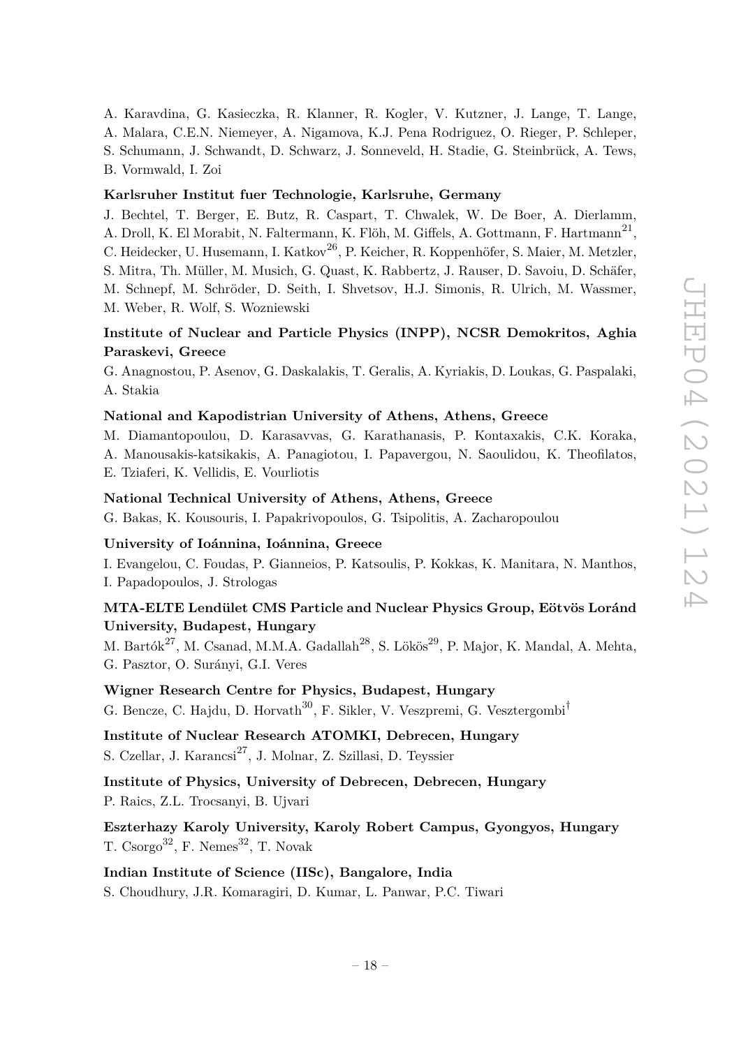A. Karavdina, G. Kasieczka, R. Klanner, R. Kogler, V. Kutzner, J. Lange, T. Lange, A. Malara, C.E.N. Niemeyer, A. Nigamova, K.J. Pena Rodriguez, O. Rieger, P. Schleper, S. Schumann, J. Schwandt, D. Schwarz, J. Sonneveld, H. Stadie, G. Steinbrück, A. Tews, B. Vormwald, I. Zoi

**Karlsruher Institut fuer Technologie, Karlsruhe, Germany**

J. Bechtel, T. Berger, E. Butz, R. Caspart, T. Chwalek, W. De Boer, A. Dierlamm, A. Droll, K. El Morabit, N. Faltermann, K. Flöh, M. Giffels, A. Gottmann, F. Hartmann[21], C. Heidecker, U. Husemann, I. Katkov[26], P. Keicher, R. Koppenhöfer, S. Maier, M. Metzler, S. Mitra, Th. Müller, M. Musich, G. Quast, K. Rabbertz, J. Rauser, D. Savoiu, D. Schäfer, M. Schnepf, M. Schröder, D. Seith, I. Shvetsov, H.J. Simonis, R. Ulrich, M. Wassmer, M. Weber, R. Wolf, S. Wozniewski

**Institute of Nuclear and Particle Physics (INPP), NCSR Demokritos, Aghia Paraskevi, Greece**

G. Anagnostou, P. Asenov, G. Daskalakis, T. Geralis, A. Kyriakis, D. Loukas, G. Paspalaki, A. Stakia

**National and Kapodistrian University of Athens, Athens, Greece**

M. Diamantopoulou, D. Karasavvas, G. Karathanasis, P. Kontaxakis, C.K. Koraka, A. Manousakis-katsikakis, A. Panagiotou, I. Papavergou, N. Saoulidou, K. Theofilatos, E. Tziaferi, K. Vellidis, E. Vourliotis

**National Technical University of Athens, Athens, Greece**

G. Bakas, K. Kousouris, I. Papakrivopoulos, G. Tsipolitis, A. Zacharopoulou

**University of Ioánnina, Ioánnina, Greece**

I. Evangelou, C. Foudas, P. Gianneios, P. Katsoulis, P. Kokkas, K. Manitara, N. Manthos, I. Papadopoulos, J. Strologas

**MTA-ELTE Lendület CMS Particle and Nuclear Physics Group, Eötvös Loránd University, Budapest, Hungary**

M. Bartók[27], M. Csanad, M.M.A. Gadallah[28], S. Lökös[29], P. Major, K. Mandal, A. Mehta, G. Pasztor, O. Surányi, G.I. Veres

**Wigner Research Centre for Physics, Budapest, Hungary**

G. Bencze, C. Hajdu, D. Horvath[30], F. Sikler, V. Veszpremi, G. Vesztergombi[†]

**Institute of Nuclear Research ATOMKI, Debrecen, Hungary**

S. Czellar, J. Karancsi[27], J. Molnar, Z. Szillasi, D. Teyssier

**Institute of Physics, University of Debrecen, Debrecen, Hungary**

P. Raics, Z.L. Trocsanyi, B. Ujvari

**Eszterhazy Karoly University, Karoly Robert Campus, Gyongyos, Hungary**

T. Csorgo[32], F. Nemes[32], T. Novak

**Indian Institute of Science (IISc), Bangalore, India**

S. Choudhury, J.R. Komaragiri, D. Kumar, L. Panwar, P.C. Tiwari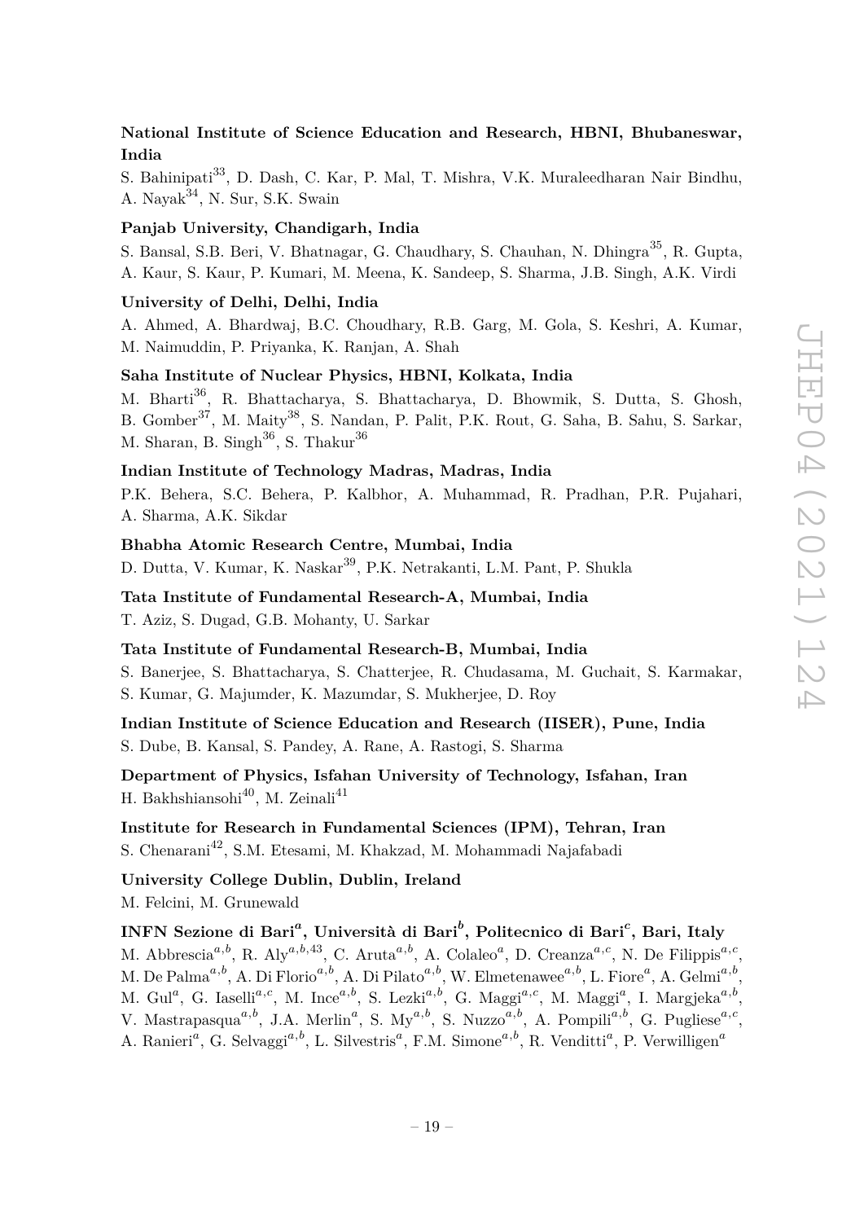**National Institute of Science Education and Research, HBNI, Bhubaneswar, India**

S. Bahinipati[33], D. Dash, C. Kar, P. Mal, T. Mishra, V.K. Muraleedharan Nair Bindhu, A. Nayak[34], N. Sur, S.K. Swain

**Panjab University, Chandigarh, India**

S. Bansal, S.B. Beri, V. Bhatnagar, G. Chaudhary, S. Chauhan, N. Dhingra[35], R. Gupta, A. Kaur, S. Kaur, P. Kumari, M. Meena, K. Sandeep, S. Sharma, J.B. Singh, A.K. Virdi

**University of Delhi, Delhi, India**

A. Ahmed, A. Bhardwaj, B.C. Choudhary, R.B. Garg, M. Gola, S. Keshri, A. Kumar, M. Naimuddin, P. Priyanka, K. Ranjan, A. Shah

**Saha Institute of Nuclear Physics, HBNI, Kolkata, India**

M. Bharti[36], R. Bhattacharya, S. Bhattacharya, D. Bhowmik, S. Dutta, S. Ghosh, B. Gomber[37], M. Maity[38], S. Nandan, P. Palit, P.K. Rout, G. Saha, B. Sahu, S. Sarkar, M. Sharan, B. Singh[36], S. Thakur[36]

**Indian Institute of Technology Madras, Madras, India**

P.K. Behera, S.C. Behera, P. Kalbhor, A. Muhammad, R. Pradhan, P.R. Pujahari, A. Sharma, A.K. Sikdar

**Bhabha Atomic Research Centre, Mumbai, India**

D. Dutta, V. Kumar, K. Naskar[39], P.K. Netrakanti, L.M. Pant, P. Shukla

**Tata Institute of Fundamental Research-A, Mumbai, India**

T. Aziz, S. Dugad, G.B. Mohanty, U. Sarkar

**Tata Institute of Fundamental Research-B, Mumbai, India**

S. Banerjee, S. Bhattacharya, S. Chatterjee, R. Chudasama, M. Guchait, S. Karmakar, S. Kumar, G. Majumder, K. Mazumdar, S. Mukherjee, D. Roy

**Indian Institute of Science Education and Research (IISER), Pune, India**

S. Dube, B. Kansal, S. Pandey, A. Rane, A. Rastogi, S. Sharma

**Department of Physics, Isfahan University of Technology, Isfahan, Iran**

H. Bakhshiansohi[40], M. Zeinali[41]

**Institute for Research in Fundamental Sciences (IPM), Tehran, Iran**

S. Chenarani[42], S.M. Etesami, M. Khakzad, M. Mohammadi Najafabadi

**University College Dublin, Dublin, Ireland**

M. Felcini, M. Grunewald

**INFN Sezione di Bari[a], Università di Bari[b], Politecnico di Bari[c], Bari, Italy**

M. Abbrescia[a,b], R. Aly[a,b,43], C. Aruta[a,b], A. Colaleo[a], D. Creanza[a,c], N. De Filippis[a,c], M. De Palma[a,b], A. Di Florio[a,b], A. Di Pilato[a,b], W. Elmetenawee[a,b], L. Fiore[a], A. Gelmi[a,b], M. Gul[a], G. Iaselli[a,c], M. Ince[a,b], S. Lezki[a,b], G. Maggi[a,c], M. Maggi[a], I. Margjeka[a,b], V. Mastrapasqua[a,b], J.A. Merlin[a], S. My[a,b], S. Nuzzo[a,b], A. Pompili[a,b], G. Pugliese[a,c], A. Ranieri[a], G. Selvaggi[a,b], L. Silvestris[a], F.M. Simone[a,b], R. Venditti[a], P. Verwilligen[a]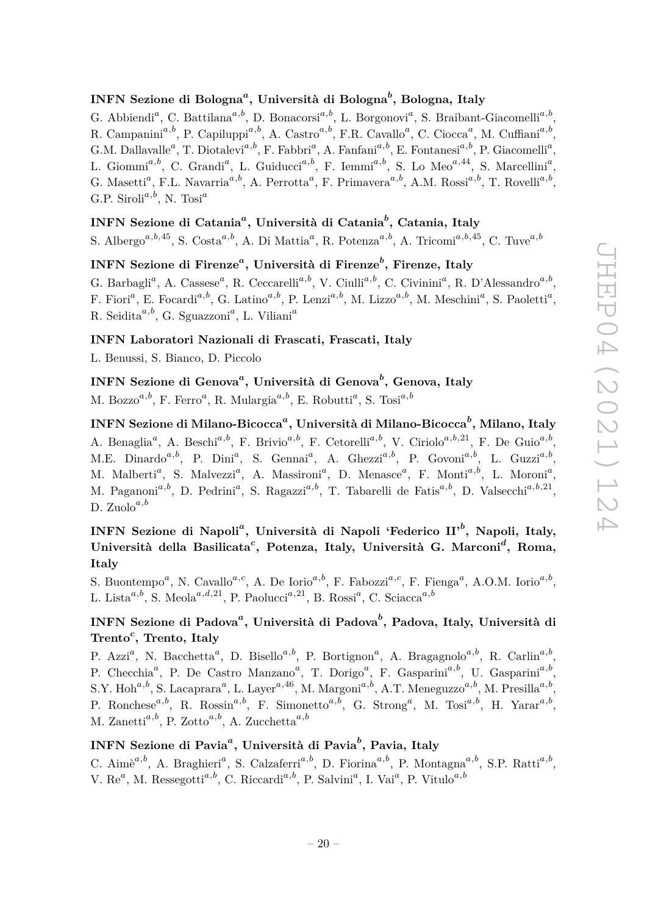**INFN Sezione di Bologna**[a]**, Università di Bologna**[b]**, Bologna, Italy**

G. Abbiendi[a], C. Battilana[a,b], D. Bonacorsi[a,b], L. Borgonovi[a], S. Braibant-Giacomelli[a,b], R. Campanini[a,b], P. Capiluppi[a,b], A. Castro[a,b], F.R. Cavallo[a], C. Ciocca[a], M. Cuffiani[a,b], G.M. Dallavalle[a], T. Diotalevi[a,b], F. Fabbri[a], A. Fanfani[a,b], E. Fontanesi[a,b], P. Giacomelli[a], L. Giommi[a,b], C. Grandi[a], L. Guiducci[a,b], F. Iemmi[a,b], S. Lo Meo[a,44], S. Marcellini[a], G. Masetti[a], F.L. Navarria[a,b], A. Perrotta[a], F. Primavera[a,b], A.M. Rossi[a,b], T. Rovelli[a,b], G.P. Siroli[a,b], N. Tosi[a]

**INFN Sezione di Catania**[a]**, Università di Catania**[b]**, Catania, Italy**

S. Albergo[a,b,45], S. Costa[a,b], A. Di Mattia[a], R. Potenza[a,b], A. Tricomi[a,b,45], C. Tuve[a,b]

**INFN Sezione di Firenze**[a]**, Università di Firenze**[b]**, Firenze, Italy**

G. Barbagli[a], A. Cassese[a], R. Ceccarelli[a,b], V. Ciulli[a,b], C. Civinini[a], R. D'Alessandro[a,b], F. Fiori[a], E. Focardi[a,b], G. Latino[a,b], P. Lenzi[a,b], M. Lizzo[a,b], M. Meschini[a], S. Paoletti[a], R. Seidita[a,b], G. Sguazzoni[a], L. Viliani[a]

**INFN Laboratori Nazionali di Frascati, Frascati, Italy**

L. Benussi, S. Bianco, D. Piccolo

**INFN Sezione di Genova**[a]**, Università di Genova**[b]**, Genova, Italy**

M. Bozzo[a,b], F. Ferro[a], R. Mulargia[a,b], E. Robutti[a], S. Tosi[a,b]

**INFN Sezione di Milano-Bicocca**[a]**, Università di Milano-Bicocca**[b]**, Milano, Italy**

A. Benaglia[a], A. Beschi[a,b], F. Brivio[a,b], F. Cetorelli[a,b], V. Ciriolo[a,b,21], F. De Guio[a,b], M.E. Dinardo[a,b], P. Dini[a], S. Gennai[a], A. Ghezzi[a,b], P. Govoni[a,b], L. Guzzi[a,b], M. Malberti[a], S. Malvezzi[a], A. Massironi[a], D. Menasce[a], F. Monti[a,b], L. Moroni[a], M. Paganoni[a,b], D. Pedrini[a], S. Ragazzi[a,b], T. Tabarelli de Fatis[a,b], D. Valsecchi[a,b,21], D. Zuolo[a,b]

**INFN Sezione di Napoli**[a]**, Università di Napoli 'Federico II'**[b]**, Napoli, Italy, Università della Basilicata**[c]**, Potenza, Italy, Università G. Marconi**[d]**, Roma, Italy**

S. Buontempo[a], N. Cavallo[a,c], A. De Iorio[a,b], F. Fabozzi[a,c], F. Fienga[a], A.O.M. Iorio[a,b], L. Lista[a,b], S. Meola[a,d,21], P. Paolucci[a,21], B. Rossi[a], C. Sciacca[a,b]

**INFN Sezione di Padova**[a]**, Università di Padova**[b]**, Padova, Italy, Università di Trento**[c]**, Trento, Italy**

P. Azzi[a], N. Bacchetta[a], D. Bisello[a,b], P. Bortignon[a], A. Bragagnolo[a,b], R. Carlin[a,b], P. Checchia[a], P. De Castro Manzano[a], T. Dorigo[a], F. Gasparini[a,b], U. Gasparini[a,b], S.Y. Hoh[a,b], S. Lacaprara[a], L. Layer[a,46], M. Margoni[a,b], A.T. Meneguzzo[a,b], M. Presilla[a,b], P. Ronchese[a,b], R. Rossin[a,b], F. Simonetto[a,b], G. Strong[a], M. Tosi[a,b], H. Yarar[a,b], M. Zanetti[a,b], P. Zotto[a,b], A. Zucchetta[a,b]

**INFN Sezione di Pavia**[a]**, Università di Pavia**[b]**, Pavia, Italy**

C. Aimè[a,b], A. Braghieri[a], S. Calzaferri[a,b], D. Fiorina[a,b], P. Montagna[a,b], S.P. Ratti[a,b], V. Re[a], M. Ressegotti[a,b], C. Riccardi[a,b], P. Salvini[a], I. Vai[a], P. Vitulo[a,b]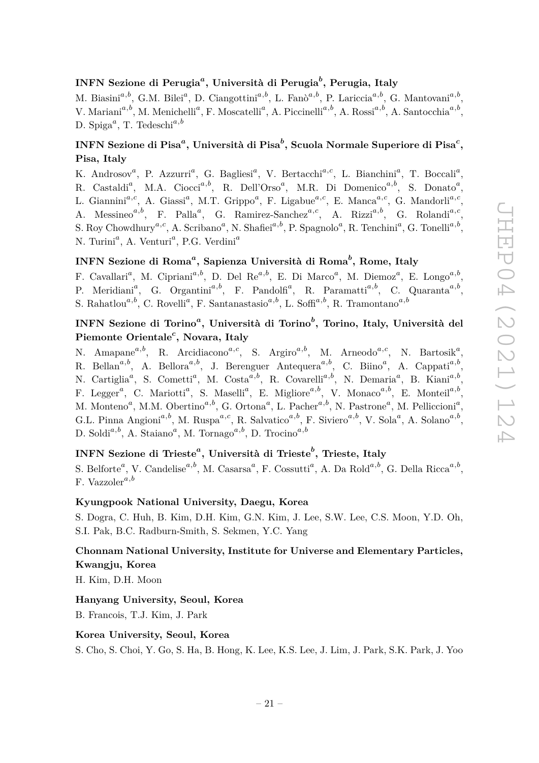**INFN Sezione di Perugia[a], Università di Perugia[b], Perugia, Italy**

M. Biasini[a,b], G.M. Bilei[a], D. Ciangottini[a,b], L. Fanò[a,b], P. Lariccia[a,b], G. Mantovani[a,b], V. Mariani[a,b], M. Menichelli[a], F. Moscatelli[a], A. Piccinelli[a,b], A. Rossi[a,b], A. Santocchia[a,b], D. Spiga[a], T. Tedeschi[a,b]

**INFN Sezione di Pisa[a], Università di Pisa[b], Scuola Normale Superiore di Pisa[c], Pisa, Italy**

K. Androsov[a], P. Azzurri[a], G. Bagliesi[a], V. Bertacchi[a,c], L. Bianchini[a], T. Boccali[a], R. Castaldi[a], M.A. Ciocci[a,b], R. Dell'Orso[a], M.R. Di Domenico[a,b], S. Donato[a], L. Giannini[a,c], A. Giassi[a], M.T. Grippo[a], F. Ligabue[a,c], E. Manca[a,c], G. Mandorli[a,c], A. Messineo[a,b], F. Palla[a], G. Ramirez-Sanchez[a,c], A. Rizzi[a,b], G. Rolandi[a,c], S. Roy Chowdhury[a,c], A. Scribano[a], N. Shafiei[a,b], P. Spagnolo[a], R. Tenchini[a], G. Tonelli[a,b], N. Turini[a], A. Venturi[a], P.G. Verdini[a]

**INFN Sezione di Roma[a], Sapienza Università di Roma[b], Rome, Italy**

F. Cavallari[a], M. Cipriani[a,b], D. Del Re[a,b], E. Di Marco[a], M. Diemoz[a], E. Longo[a,b], P. Meridiani[a], G. Organtini[a,b], F. Pandolfi[a], R. Paramatti[a,b], C. Quaranta[a,b], S. Rahatlou[a,b], C. Rovelli[a], F. Santanastasio[a,b], L. Soffi[a,b], R. Tramontano[a,b]

**INFN Sezione di Torino[a], Università di Torino[b], Torino, Italy, Università del Piemonte Orientale[c], Novara, Italy**

N. Amapane[a,b], R. Arcidiacono[a,c], S. Argiro[a,b], M. Arneodo[a,c], N. Bartosik[a], R. Bellan[a,b], A. Bellora[a,b], J. Berenguer Antequera[a,b], C. Biino[a], A. Cappati[a,b], N. Cartiglia[a], S. Cometti[a], M. Costa[a,b], R. Covarelli[a,b], N. Demaria[a], B. Kiani[a,b], F. Legger[a], C. Mariotti[a], S. Maselli[a], E. Migliore[a,b], V. Monaco[a,b], E. Monteil[a,b], M. Monteno[a], M.M. Obertino[a,b], G. Ortona[a], L. Pacher[a,b], N. Pastrone[a], M. Pelliccioni[a], G.L. Pinna Angioni[a,b], M. Ruspa[a,c], R. Salvatico[a,b], F. Siviero[a,b], V. Sola[a], A. Solano[a,b], D. Soldi[a,b], A. Staiano[a], M. Tornago[a,b], D. Trocino[a,b]

**INFN Sezione di Trieste[a], Università di Trieste[b], Trieste, Italy**

S. Belforte[a], V. Candelise[a,b], M. Casarsa[a], F. Cossutti[a], A. Da Rold[a,b], G. Della Ricca[a,b], F. Vazzoler[a,b]

**Kyungpook National University, Daegu, Korea**

S. Dogra, C. Huh, B. Kim, D.H. Kim, G.N. Kim, J. Lee, S.W. Lee, C.S. Moon, Y.D. Oh, S.I. Pak, B.C. Radburn-Smith, S. Sekmen, Y.C. Yang

**Chonnam National University, Institute for Universe and Elementary Particles, Kwangju, Korea**

H. Kim, D.H. Moon

**Hanyang University, Seoul, Korea**

B. Francois, T.J. Kim, J. Park

**Korea University, Seoul, Korea**

S. Cho, S. Choi, Y. Go, S. Ha, B. Hong, K. Lee, K.S. Lee, J. Lim, J. Park, S.K. Park, J. Yoo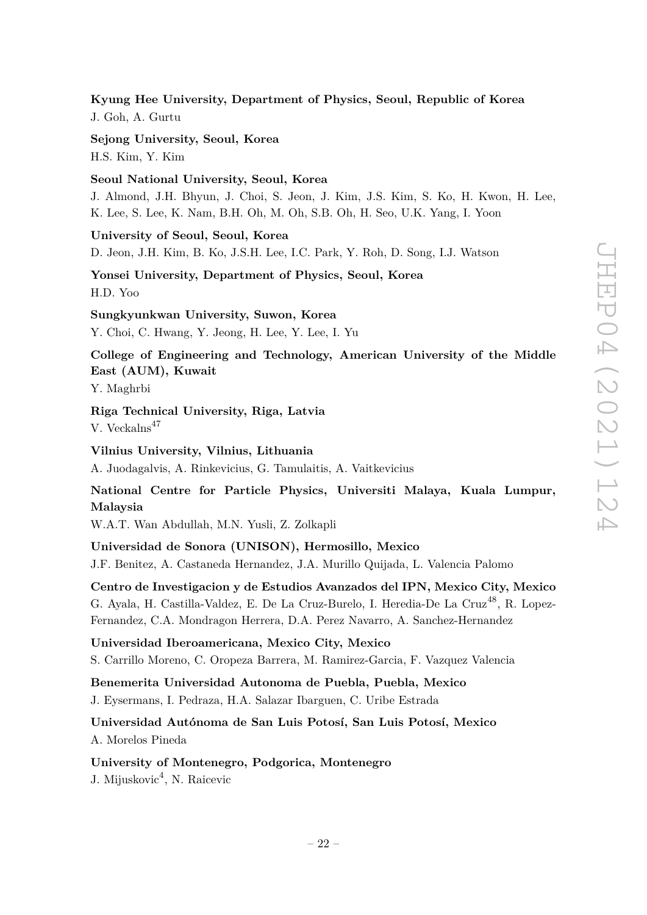**Kyung Hee University, Department of Physics, Seoul, Republic of Korea**
J. Goh, A. Gurtu

**Sejong University, Seoul, Korea**
H.S. Kim, Y. Kim

**Seoul National University, Seoul, Korea**
J. Almond, J.H. Bhyun, J. Choi, S. Jeon, J. Kim, J.S. Kim, S. Ko, H. Kwon, H. Lee, K. Lee, S. Lee, K. Nam, B.H. Oh, M. Oh, S.B. Oh, H. Seo, U.K. Yang, I. Yoon

**University of Seoul, Seoul, Korea**
D. Jeon, J.H. Kim, B. Ko, J.S.H. Lee, I.C. Park, Y. Roh, D. Song, I.J. Watson

**Yonsei University, Department of Physics, Seoul, Korea**
H.D. Yoo

**Sungkyunkwan University, Suwon, Korea**
Y. Choi, C. Hwang, Y. Jeong, H. Lee, Y. Lee, I. Yu

**College of Engineering and Technology, American University of the Middle East (AUM), Kuwait**
Y. Maghrbi

**Riga Technical University, Riga, Latvia**
V. Veckalns[47]

**Vilnius University, Vilnius, Lithuania**
A. Juodagalvis, A. Rinkevicius, G. Tamulaitis, A. Vaitkevicius

**National Centre for Particle Physics, Universiti Malaya, Kuala Lumpur, Malaysia**
W.A.T. Wan Abdullah, M.N. Yusli, Z. Zolkapli

**Universidad de Sonora (UNISON), Hermosillo, Mexico**
J.F. Benitez, A. Castaneda Hernandez, J.A. Murillo Quijada, L. Valencia Palomo

**Centro de Investigacion y de Estudios Avanzados del IPN, Mexico City, Mexico**
G. Ayala, H. Castilla-Valdez, E. De La Cruz-Burelo, I. Heredia-De La Cruz[48], R. Lopez-Fernandez, C.A. Mondragon Herrera, D.A. Perez Navarro, A. Sanchez-Hernandez

**Universidad Iberoamericana, Mexico City, Mexico**
S. Carrillo Moreno, C. Oropeza Barrera, M. Ramirez-Garcia, F. Vazquez Valencia

**Benemerita Universidad Autonoma de Puebla, Puebla, Mexico**
J. Eysermans, I. Pedraza, H.A. Salazar Ibarguen, C. Uribe Estrada

**Universidad Autónoma de San Luis Potosí, San Luis Potosí, Mexico**
A. Morelos Pineda

**University of Montenegro, Podgorica, Montenegro**
J. Mijuskovic[4], N. Raicevic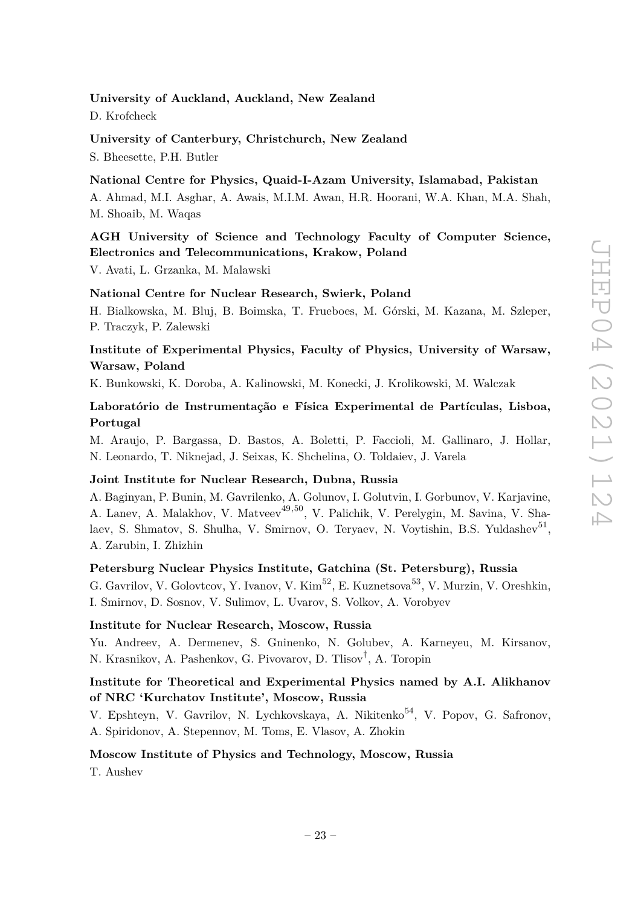**University of Auckland, Auckland, New Zealand**

D. Krofcheck

**University of Canterbury, Christchurch, New Zealand**

S. Bheesette, P.H. Butler

**National Centre for Physics, Quaid-I-Azam University, Islamabad, Pakistan**

A. Ahmad, M.I. Asghar, A. Awais, M.I.M. Awan, H.R. Hoorani, W.A. Khan, M.A. Shah, M. Shoaib, M. Waqas

**AGH University of Science and Technology Faculty of Computer Science, Electronics and Telecommunications, Krakow, Poland**

V. Avati, L. Grzanka, M. Malawski

**National Centre for Nuclear Research, Swierk, Poland**

H. Bialkowska, M. Bluj, B. Boimska, T. Frueboes, M. Górski, M. Kazana, M. Szleper, P. Traczyk, P. Zalewski

**Institute of Experimental Physics, Faculty of Physics, University of Warsaw, Warsaw, Poland**

K. Bunkowski, K. Doroba, A. Kalinowski, M. Konecki, J. Krolikowski, M. Walczak

**Laboratório de Instrumentação e Física Experimental de Partículas, Lisboa, Portugal**

M. Araujo, P. Bargassa, D. Bastos, A. Boletti, P. Faccioli, M. Gallinaro, J. Hollar, N. Leonardo, T. Niknejad, J. Seixas, K. Shchelina, O. Toldaiev, J. Varela

**Joint Institute for Nuclear Research, Dubna, Russia**

A. Baginyan, P. Bunin, M. Gavrilenko, A. Golunov, I. Golutvin, I. Gorbunov, V. Karjavine, A. Lanev, A. Malakhov, V. Matveev[49,50], V. Palichik, V. Perelygin, M. Savina, V. Shalaev, S. Shmatov, S. Shulha, V. Smirnov, O. Teryaev, N. Voytishin, B.S. Yuldashev[51], A. Zarubin, I. Zhizhin

**Petersburg Nuclear Physics Institute, Gatchina (St. Petersburg), Russia**

G. Gavrilov, V. Golovtcov, Y. Ivanov, V. Kim[52], E. Kuznetsova[53], V. Murzin, V. Oreshkin, I. Smirnov, D. Sosnov, V. Sulimov, L. Uvarov, S. Volkov, A. Vorobyev

**Institute for Nuclear Research, Moscow, Russia**

Yu. Andreev, A. Dermenev, S. Gninenko, N. Golubev, A. Karneyeu, M. Kirsanov, N. Krasnikov, A. Pashenkov, G. Pivovarov, D. Tlisov[†], A. Toropin

**Institute for Theoretical and Experimental Physics named by A.I. Alikhanov of NRC 'Kurchatov Institute', Moscow, Russia**

V. Epshteyn, V. Gavrilov, N. Lychkovskaya, A. Nikitenko[54], V. Popov, G. Safronov, A. Spiridonov, A. Stepennov, M. Toms, E. Vlasov, A. Zhokin

**Moscow Institute of Physics and Technology, Moscow, Russia**

T. Aushev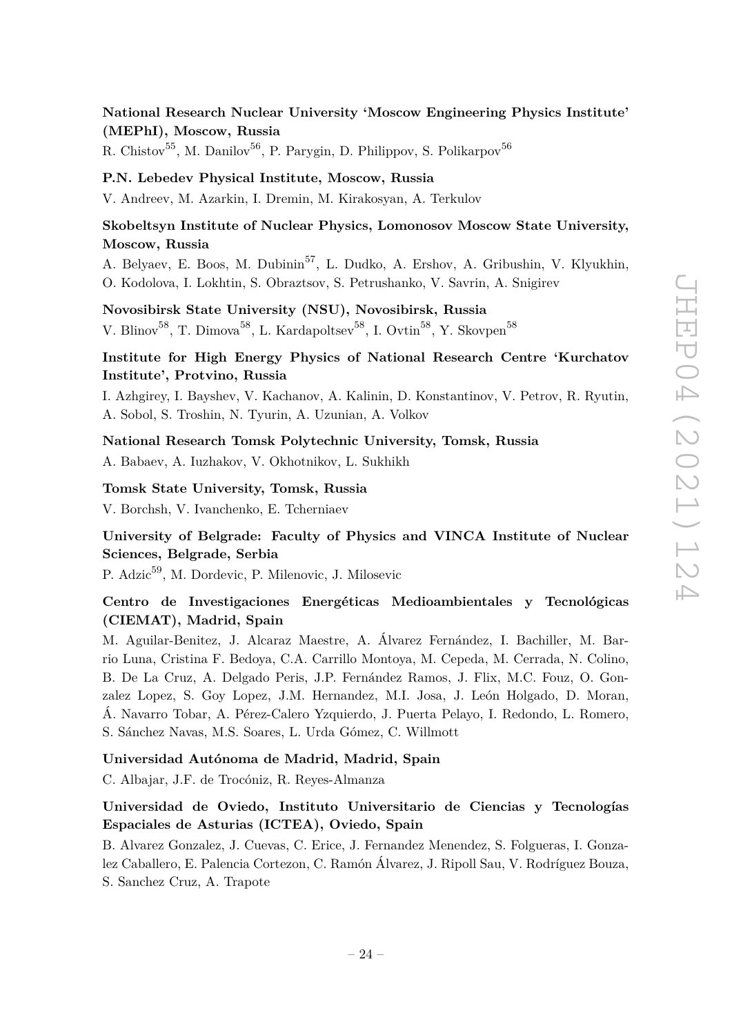**National Research Nuclear University 'Moscow Engineering Physics Institute' (MEPhI), Moscow, Russia**

R. Chistov[55], M. Danilov[56], P. Parygin, D. Philippov, S. Polikarpov[56]

**P.N. Lebedev Physical Institute, Moscow, Russia**

V. Andreev, M. Azarkin, I. Dremin, M. Kirakosyan, A. Terkulov

**Skobeltsyn Institute of Nuclear Physics, Lomonosov Moscow State University, Moscow, Russia**

A. Belyaev, E. Boos, M. Dubinin[57], L. Dudko, A. Ershov, A. Gribushin, V. Klyukhin, O. Kodolova, I. Lokhtin, S. Obraztsov, S. Petrushanko, V. Savrin, A. Snigirev

**Novosibirsk State University (NSU), Novosibirsk, Russia**

V. Blinov[58], T. Dimova[58], L. Kardapoltsev[58], I. Ovtin[58], Y. Skovpen[58]

**Institute for High Energy Physics of National Research Centre 'Kurchatov Institute', Protvino, Russia**

I. Azhgirey, I. Bayshev, V. Kachanov, A. Kalinin, D. Konstantinov, V. Petrov, R. Ryutin, A. Sobol, S. Troshin, N. Tyurin, A. Uzunian, A. Volkov

**National Research Tomsk Polytechnic University, Tomsk, Russia**

A. Babaev, A. Iuzhakov, V. Okhotnikov, L. Sukhikh

**Tomsk State University, Tomsk, Russia**

V. Borchsh, V. Ivanchenko, E. Tcherniaev

**University of Belgrade: Faculty of Physics and VINCA Institute of Nuclear Sciences, Belgrade, Serbia**

P. Adzic[59], M. Dordevic, P. Milenovic, J. Milosevic

**Centro de Investigaciones Energéticas Medioambientales y Tecnológicas (CIEMAT), Madrid, Spain**

M. Aguilar-Benitez, J. Alcaraz Maestre, A. Álvarez Fernández, I. Bachiller, M. Barrio Luna, Cristina F. Bedoya, C.A. Carrillo Montoya, M. Cepeda, M. Cerrada, N. Colino, B. De La Cruz, A. Delgado Peris, J.P. Fernández Ramos, J. Flix, M.C. Fouz, O. Gonzalez Lopez, S. Goy Lopez, J.M. Hernandez, M.I. Josa, J. León Holgado, D. Moran, Á. Navarro Tobar, A. Pérez-Calero Yzquierdo, J. Puerta Pelayo, I. Redondo, L. Romero, S. Sánchez Navas, M.S. Soares, L. Urda Gómez, C. Willmott

**Universidad Autónoma de Madrid, Madrid, Spain**

C. Albajar, J.F. de Trocóniz, R. Reyes-Almanza

**Universidad de Oviedo, Instituto Universitario de Ciencias y Tecnologías Espaciales de Asturias (ICTEA), Oviedo, Spain**

B. Alvarez Gonzalez, J. Cuevas, C. Erice, J. Fernandez Menendez, S. Folgueras, I. Gonzalez Caballero, E. Palencia Cortezon, C. Ramón Álvarez, J. Ripoll Sau, V. Rodríguez Bouza, S. Sanchez Cruz, A. Trapote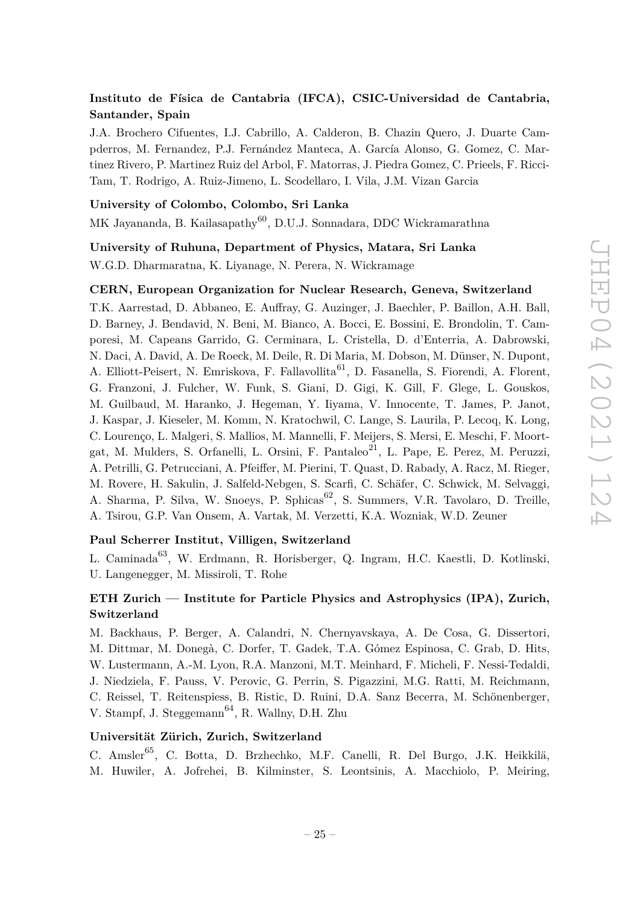**Instituto de Física de Cantabria (IFCA), CSIC-Universidad de Cantabria, Santander, Spain**

J.A. Brochero Cifuentes, I.J. Cabrillo, A. Calderon, B. Chazin Quero, J. Duarte Campderros, M. Fernandez, P.J. Fernández Manteca, A. García Alonso, G. Gomez, C. Martinez Rivero, P. Martinez Ruiz del Arbol, F. Matorras, J. Piedra Gomez, C. Prieels, F. Ricci-Tam, T. Rodrigo, A. Ruiz-Jimeno, L. Scodellaro, I. Vila, J.M. Vizan Garcia

**University of Colombo, Colombo, Sri Lanka**

MK Jayananda, B. Kailasapathy[60], D.U.J. Sonnadara, DDC Wickramarathna

**University of Ruhuna, Department of Physics, Matara, Sri Lanka**

W.G.D. Dharmaratna, K. Liyanage, N. Perera, N. Wickramage

**CERN, European Organization for Nuclear Research, Geneva, Switzerland**

T.K. Aarrestad, D. Abbaneo, E. Auffray, G. Auzinger, J. Baechler, P. Baillon, A.H. Ball, D. Barney, J. Bendavid, N. Beni, M. Bianco, A. Bocci, E. Bossini, E. Brondolin, T. Camporesi, M. Capeans Garrido, G. Cerminara, L. Cristella, D. d'Enterria, A. Dabrowski, N. Daci, A. David, A. De Roeck, M. Deile, R. Di Maria, M. Dobson, M. Dünser, N. Dupont, A. Elliott-Peisert, N. Emriskova, F. Fallavollita[61], D. Fasanella, S. Fiorendi, A. Florent, G. Franzoni, J. Fulcher, W. Funk, S. Giani, D. Gigi, K. Gill, F. Glege, L. Gouskos, M. Guilbaud, M. Haranko, J. Hegeman, Y. Iiyama, V. Innocente, T. James, P. Janot, J. Kaspar, J. Kieseler, M. Komm, N. Kratochwil, C. Lange, S. Laurila, P. Lecoq, K. Long, C. Lourenço, L. Malgeri, S. Mallios, M. Mannelli, F. Meijers, S. Mersi, E. Meschi, F. Moortgat, M. Mulders, S. Orfanelli, L. Orsini, F. Pantaleo[21], L. Pape, E. Perez, M. Peruzzi, A. Petrilli, G. Petrucciani, A. Pfeiffer, M. Pierini, T. Quast, D. Rabady, A. Racz, M. Rieger, M. Rovere, H. Sakulin, J. Salfeld-Nebgen, S. Scarfi, C. Schäfer, C. Schwick, M. Selvaggi, A. Sharma, P. Silva, W. Snoeys, P. Sphicas[62], S. Summers, V.R. Tavolaro, D. Treille, A. Tsirou, G.P. Van Onsem, A. Vartak, M. Verzetti, K.A. Wozniak, W.D. Zeuner

**Paul Scherrer Institut, Villigen, Switzerland**

L. Caminada[63], W. Erdmann, R. Horisberger, Q. Ingram, H.C. Kaestli, D. Kotlinski, U. Langenegger, M. Missiroli, T. Rohe

**ETH Zurich — Institute for Particle Physics and Astrophysics (IPA), Zurich, Switzerland**

M. Backhaus, P. Berger, A. Calandri, N. Chernyavskaya, A. De Cosa, G. Dissertori, M. Dittmar, M. Donegà, C. Dorfer, T. Gadek, T.A. Gómez Espinosa, C. Grab, D. Hits, W. Lustermann, A.-M. Lyon, R.A. Manzoni, M.T. Meinhard, F. Micheli, F. Nessi-Tedaldi, J. Niedziela, F. Pauss, V. Perovic, G. Perrin, S. Pigazzini, M.G. Ratti, M. Reichmann, C. Reissel, T. Reitenspiess, B. Ristic, D. Ruini, D.A. Sanz Becerra, M. Schönenberger, V. Stampf, J. Steggemann[64], R. Wallny, D.H. Zhu

**Universität Zürich, Zurich, Switzerland**

C. Amsler[65], C. Botta, D. Brzhechko, M.F. Canelli, R. Del Burgo, J.K. Heikkilä, M. Huwiler, A. Jofrehei, B. Kilminster, S. Leontsinis, A. Macchiolo, P. Meiring,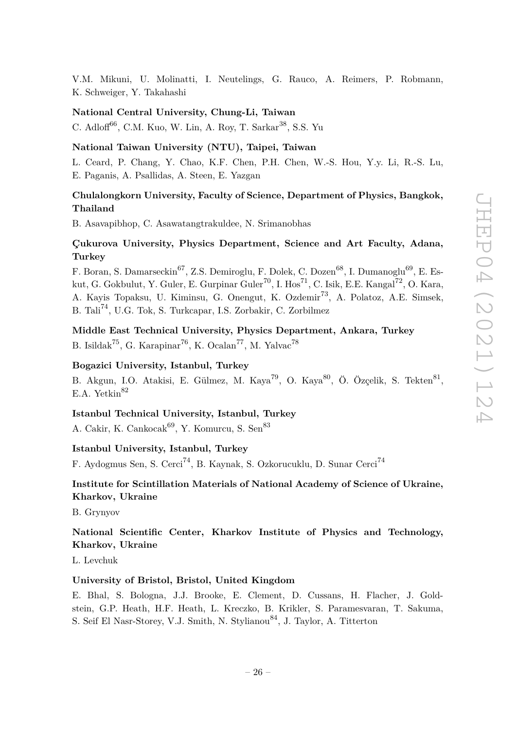V.M. Mikuni, U. Molinatti, I. Neutelings, G. Rauco, A. Reimers, P. Robmann, K. Schweiger, Y. Takahashi

**National Central University, Chung-Li, Taiwan**

C. Adloff[66], C.M. Kuo, W. Lin, A. Roy, T. Sarkar[38], S.S. Yu

**National Taiwan University (NTU), Taipei, Taiwan**

L. Ceard, P. Chang, Y. Chao, K.F. Chen, P.H. Chen, W.-S. Hou, Y.y. Li, R.-S. Lu, E. Paganis, A. Psallidas, A. Steen, E. Yazgan

**Chulalongkorn University, Faculty of Science, Department of Physics, Bangkok, Thailand**

B. Asavapibhop, C. Asawatangtrakuldee, N. Srimanobhas

**Çukurova University, Physics Department, Science and Art Faculty, Adana, Turkey**

F. Boran, S. Damarseckin[67], Z.S. Demiroglu, F. Dolek, C. Dozen[68], I. Dumanoglu[69], E. Eskut, G. Gokbulut, Y. Guler, E. Gurpinar Guler[70], I. Hos[71], C. Isik, E.E. Kangal[72], O. Kara, A. Kayis Topaksu, U. Kiminsu, G. Onengut, K. Ozdemir[73], A. Polatoz, A.E. Simsek, B. Tali[74], U.G. Tok, S. Turkcapar, I.S. Zorbakir, C. Zorbilmez

**Middle East Technical University, Physics Department, Ankara, Turkey**

B. Isildak[75], G. Karapinar[76], K. Ocalan[77], M. Yalvac[78]

**Bogazici University, Istanbul, Turkey**

B. Akgun, I.O. Atakisi, E. Gülmez, M. Kaya[79], O. Kaya[80], Ö. Özçelik, S. Tekten[81], E.A. Yetkin[82]

**Istanbul Technical University, Istanbul, Turkey**

A. Cakir, K. Cankocak[69], Y. Komurcu, S. Sen[83]

**Istanbul University, Istanbul, Turkey**

F. Aydogmus Sen, S. Cerci[74], B. Kaynak, S. Ozkorucuklu, D. Sunar Cerci[74]

**Institute for Scintillation Materials of National Academy of Science of Ukraine, Kharkov, Ukraine**

B. Grynyov

**National Scientific Center, Kharkov Institute of Physics and Technology, Kharkov, Ukraine**

L. Levchuk

**University of Bristol, Bristol, United Kingdom**

E. Bhal, S. Bologna, J.J. Brooke, E. Clement, D. Cussans, H. Flacher, J. Goldstein, G.P. Heath, H.F. Heath, L. Kreczko, B. Krikler, S. Paramesvaran, T. Sakuma, S. Seif El Nasr-Storey, V.J. Smith, N. Stylianou[84], J. Taylor, A. Titterton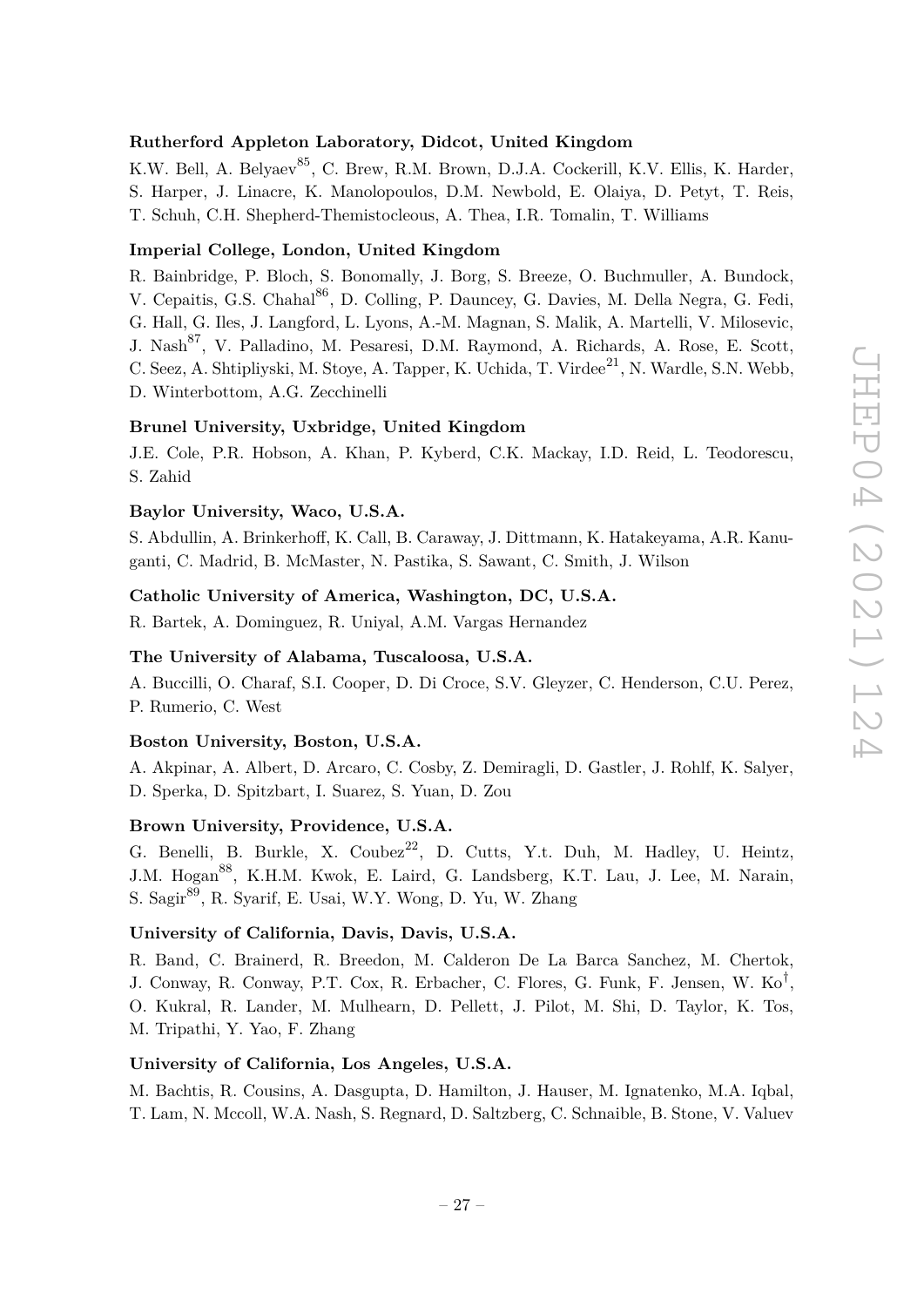**Rutherford Appleton Laboratory, Didcot, United Kingdom**

K.W. Bell, A. Belyaev[85], C. Brew, R.M. Brown, D.J.A. Cockerill, K.V. Ellis, K. Harder, S. Harper, J. Linacre, K. Manolopoulos, D.M. Newbold, E. Olaiya, D. Petyt, T. Reis, T. Schuh, C.H. Shepherd-Themistocleous, A. Thea, I.R. Tomalin, T. Williams

**Imperial College, London, United Kingdom**

R. Bainbridge, P. Bloch, S. Bonomally, J. Borg, S. Breeze, O. Buchmuller, A. Bundock, V. Cepaitis, G.S. Chahal[86], D. Colling, P. Dauncey, G. Davies, M. Della Negra, G. Fedi, G. Hall, G. Iles, J. Langford, L. Lyons, A.-M. Magnan, S. Malik, A. Martelli, V. Milosevic, J. Nash[87], V. Palladino, M. Pesaresi, D.M. Raymond, A. Richards, A. Rose, E. Scott, C. Seez, A. Shtipliyski, M. Stoye, A. Tapper, K. Uchida, T. Virdee[21], N. Wardle, S.N. Webb, D. Winterbottom, A.G. Zecchinelli

**Brunel University, Uxbridge, United Kingdom**

J.E. Cole, P.R. Hobson, A. Khan, P. Kyberd, C.K. Mackay, I.D. Reid, L. Teodorescu, S. Zahid

**Baylor University, Waco, U.S.A.**

S. Abdullin, A. Brinkerhoff, K. Call, B. Caraway, J. Dittmann, K. Hatakeyama, A.R. Kanuganti, C. Madrid, B. McMaster, N. Pastika, S. Sawant, C. Smith, J. Wilson

**Catholic University of America, Washington, DC, U.S.A.**

R. Bartek, A. Dominguez, R. Uniyal, A.M. Vargas Hernandez

**The University of Alabama, Tuscaloosa, U.S.A.**

A. Buccilli, O. Charaf, S.I. Cooper, D. Di Croce, S.V. Gleyzer, C. Henderson, C.U. Perez, P. Rumerio, C. West

**Boston University, Boston, U.S.A.**

A. Akpinar, A. Albert, D. Arcaro, C. Cosby, Z. Demiragli, D. Gastler, J. Rohlf, K. Salyer, D. Sperka, D. Spitzbart, I. Suarez, S. Yuan, D. Zou

**Brown University, Providence, U.S.A.**

G. Benelli, B. Burkle, X. Coubez[22], D. Cutts, Y.t. Duh, M. Hadley, U. Heintz, J.M. Hogan[88], K.H.M. Kwok, E. Laird, G. Landsberg, K.T. Lau, J. Lee, M. Narain, S. Sagir[89], R. Syarif, E. Usai, W.Y. Wong, D. Yu, W. Zhang

**University of California, Davis, Davis, U.S.A.**

R. Band, C. Brainerd, R. Breedon, M. Calderon De La Barca Sanchez, M. Chertok, J. Conway, R. Conway, P.T. Cox, R. Erbacher, C. Flores, G. Funk, F. Jensen, W. Ko[†], O. Kukral, R. Lander, M. Mulhearn, D. Pellett, J. Pilot, M. Shi, D. Taylor, K. Tos, M. Tripathi, Y. Yao, F. Zhang

**University of California, Los Angeles, U.S.A.**

M. Bachtis, R. Cousins, A. Dasgupta, D. Hamilton, J. Hauser, M. Ignatenko, M.A. Iqbal, T. Lam, N. Mccoll, W.A. Nash, S. Regnard, D. Saltzberg, C. Schnaible, B. Stone, V. Valuev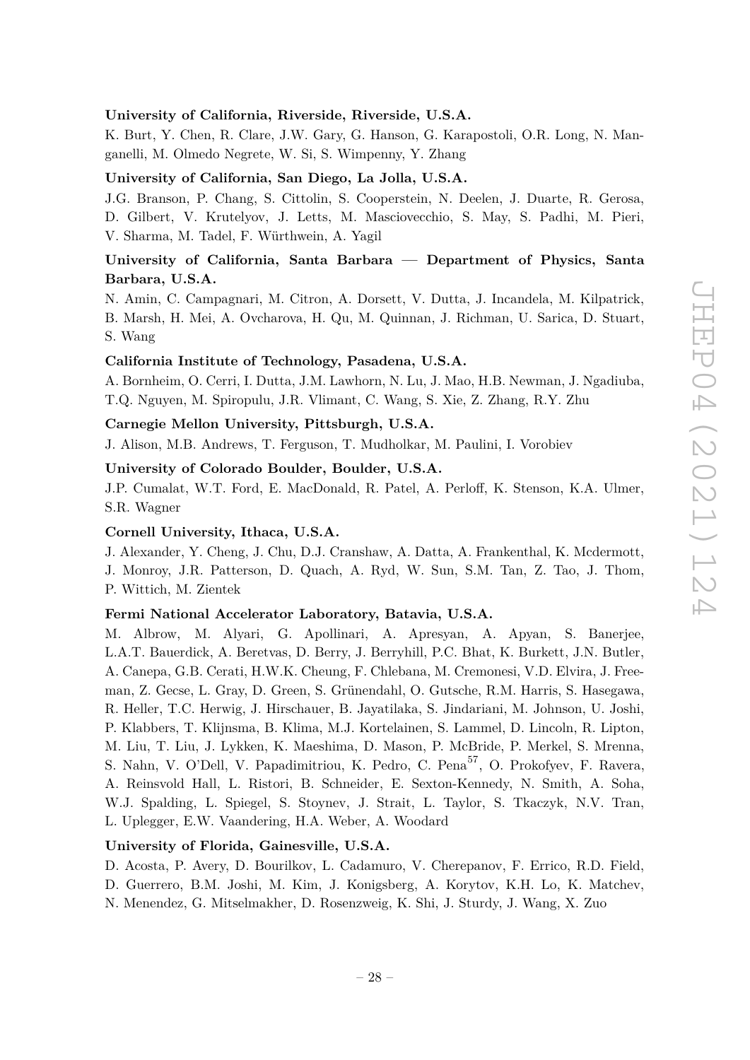**University of California, Riverside, Riverside, U.S.A.**

K. Burt, Y. Chen, R. Clare, J.W. Gary, G. Hanson, G. Karapostoli, O.R. Long, N. Manganelli, M. Olmedo Negrete, W. Si, S. Wimpenny, Y. Zhang

**University of California, San Diego, La Jolla, U.S.A.**

J.G. Branson, P. Chang, S. Cittolin, S. Cooperstein, N. Deelen, J. Duarte, R. Gerosa, D. Gilbert, V. Krutelyov, J. Letts, M. Masciovecchio, S. May, S. Padhi, M. Pieri, V. Sharma, M. Tadel, F. Würthwein, A. Yagil

**University of California, Santa Barbara — Department of Physics, Santa Barbara, U.S.A.**

N. Amin, C. Campagnari, M. Citron, A. Dorsett, V. Dutta, J. Incandela, M. Kilpatrick, B. Marsh, H. Mei, A. Ovcharova, H. Qu, M. Quinnan, J. Richman, U. Sarica, D. Stuart, S. Wang

**California Institute of Technology, Pasadena, U.S.A.**

A. Bornheim, O. Cerri, I. Dutta, J.M. Lawhorn, N. Lu, J. Mao, H.B. Newman, J. Ngadiuba, T.Q. Nguyen, M. Spiropulu, J.R. Vlimant, C. Wang, S. Xie, Z. Zhang, R.Y. Zhu

**Carnegie Mellon University, Pittsburgh, U.S.A.**

J. Alison, M.B. Andrews, T. Ferguson, T. Mudholkar, M. Paulini, I. Vorobiev

**University of Colorado Boulder, Boulder, U.S.A.**

J.P. Cumalat, W.T. Ford, E. MacDonald, R. Patel, A. Perloff, K. Stenson, K.A. Ulmer, S.R. Wagner

**Cornell University, Ithaca, U.S.A.**

J. Alexander, Y. Cheng, J. Chu, D.J. Cranshaw, A. Datta, A. Frankenthal, K. Mcdermott, J. Monroy, J.R. Patterson, D. Quach, A. Ryd, W. Sun, S.M. Tan, Z. Tao, J. Thom, P. Wittich, M. Zientek

**Fermi National Accelerator Laboratory, Batavia, U.S.A.**

M. Albrow, M. Alyari, G. Apollinari, A. Apresyan, A. Apyan, S. Banerjee, L.A.T. Bauerdick, A. Beretvas, D. Berry, J. Berryhill, P.C. Bhat, K. Burkett, J.N. Butler, A. Canepa, G.B. Cerati, H.W.K. Cheung, F. Chlebana, M. Cremonesi, V.D. Elvira, J. Freeman, Z. Gecse, L. Gray, D. Green, S. Grünendahl, O. Gutsche, R.M. Harris, S. Hasegawa, R. Heller, T.C. Herwig, J. Hirschauer, B. Jayatilaka, S. Jindariani, M. Johnson, U. Joshi, P. Klabbers, T. Klijnsma, B. Klima, M.J. Kortelainen, S. Lammel, D. Lincoln, R. Lipton, M. Liu, T. Liu, J. Lykken, K. Maeshima, D. Mason, P. McBride, P. Merkel, S. Mrenna, S. Nahn, V. O'Dell, V. Papadimitriou, K. Pedro, C. Pena[57], O. Prokofyev, F. Ravera, A. Reinsvold Hall, L. Ristori, B. Schneider, E. Sexton-Kennedy, N. Smith, A. Soha, W.J. Spalding, L. Spiegel, S. Stoynev, J. Strait, L. Taylor, S. Tkaczyk, N.V. Tran, L. Uplegger, E.W. Vaandering, H.A. Weber, A. Woodard

**University of Florida, Gainesville, U.S.A.**

D. Acosta, P. Avery, D. Bourilkov, L. Cadamuro, V. Cherepanov, F. Errico, R.D. Field, D. Guerrero, B.M. Joshi, M. Kim, J. Konigsberg, A. Korytov, K.H. Lo, K. Matchev, N. Menendez, G. Mitselmakher, D. Rosenzweig, K. Shi, J. Sturdy, J. Wang, X. Zuo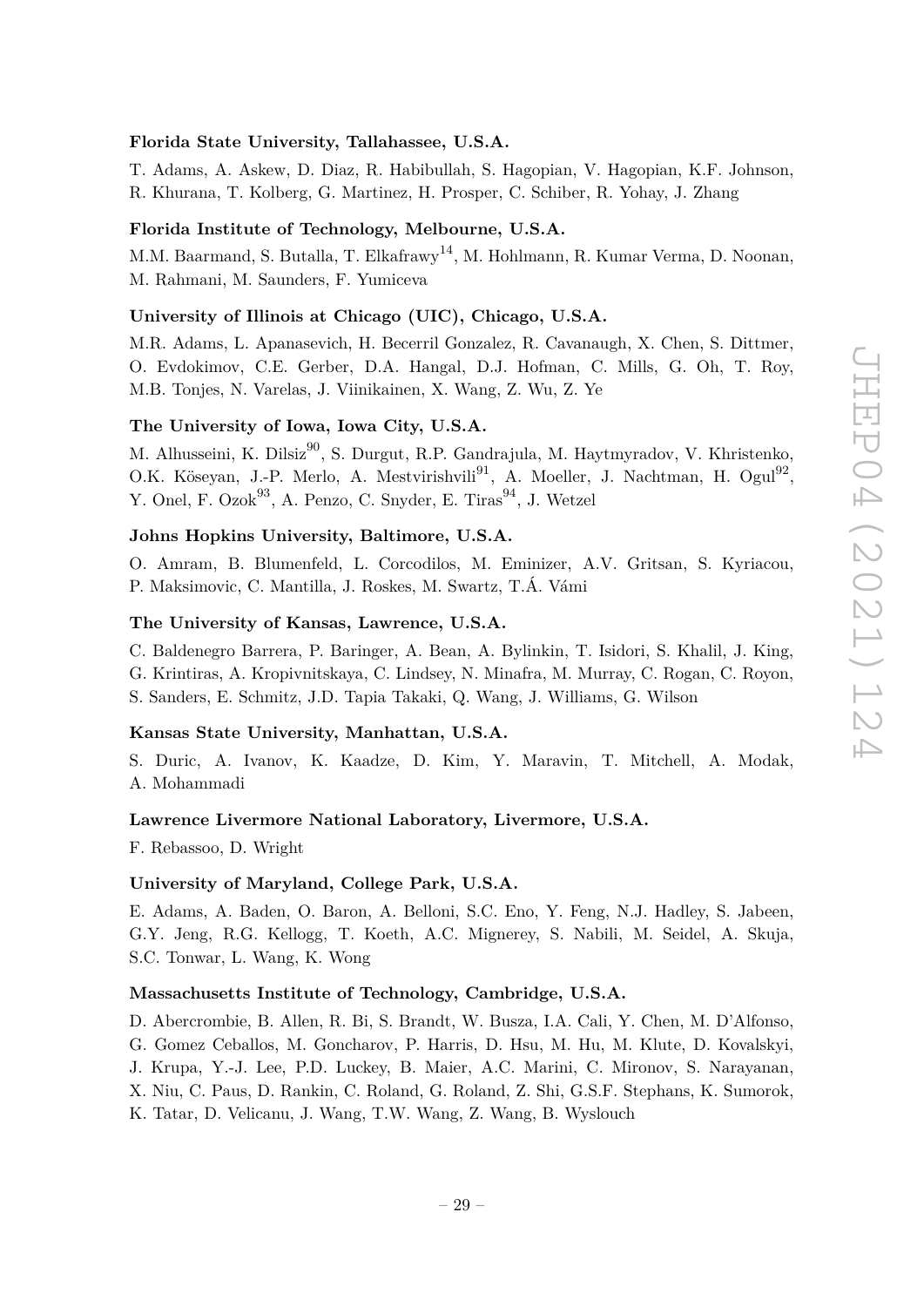**Florida State University, Tallahassee, U.S.A.**

T. Adams, A. Askew, D. Diaz, R. Habibullah, S. Hagopian, V. Hagopian, K.F. Johnson, R. Khurana, T. Kolberg, G. Martinez, H. Prosper, C. Schiber, R. Yohay, J. Zhang

**Florida Institute of Technology, Melbourne, U.S.A.**

M.M. Baarmand, S. Butalla, T. Elkafrawy[14], M. Hohlmann, R. Kumar Verma, D. Noonan, M. Rahmani, M. Saunders, F. Yumiceva

**University of Illinois at Chicago (UIC), Chicago, U.S.A.**

M.R. Adams, L. Apanasevich, H. Becerril Gonzalez, R. Cavanaugh, X. Chen, S. Dittmer, O. Evdokimov, C.E. Gerber, D.A. Hangal, D.J. Hofman, C. Mills, G. Oh, T. Roy, M.B. Tonjes, N. Varelas, J. Viinikainen, X. Wang, Z. Wu, Z. Ye

**The University of Iowa, Iowa City, U.S.A.**

M. Alhusseini, K. Dilsiz[90], S. Durgut, R.P. Gandrajula, M. Haytmyradov, V. Khristenko, O.K. Köseyan, J.-P. Merlo, A. Mestvirishvili[91], A. Moeller, J. Nachtman, H. Ogul[92], Y. Onel, F. Ozok[93], A. Penzo, C. Snyder, E. Tiras[94], J. Wetzel

**Johns Hopkins University, Baltimore, U.S.A.**

O. Amram, B. Blumenfeld, L. Corcodilos, M. Eminizer, A.V. Gritsan, S. Kyriacou, P. Maksimovic, C. Mantilla, J. Roskes, M. Swartz, T.Á. Vámi

**The University of Kansas, Lawrence, U.S.A.**

C. Baldenegro Barrera, P. Baringer, A. Bean, A. Bylinkin, T. Isidori, S. Khalil, J. King, G. Krintiras, A. Kropivnitskaya, C. Lindsey, N. Minafra, M. Murray, C. Rogan, C. Royon, S. Sanders, E. Schmitz, J.D. Tapia Takaki, Q. Wang, J. Williams, G. Wilson

**Kansas State University, Manhattan, U.S.A.**

S. Duric, A. Ivanov, K. Kaadze, D. Kim, Y. Maravin, T. Mitchell, A. Modak, A. Mohammadi

**Lawrence Livermore National Laboratory, Livermore, U.S.A.**

F. Rebassoo, D. Wright

**University of Maryland, College Park, U.S.A.**

E. Adams, A. Baden, O. Baron, A. Belloni, S.C. Eno, Y. Feng, N.J. Hadley, S. Jabeen, G.Y. Jeng, R.G. Kellogg, T. Koeth, A.C. Mignerey, S. Nabili, M. Seidel, A. Skuja, S.C. Tonwar, L. Wang, K. Wong

**Massachusetts Institute of Technology, Cambridge, U.S.A.**

D. Abercrombie, B. Allen, R. Bi, S. Brandt, W. Busza, I.A. Cali, Y. Chen, M. D'Alfonso, G. Gomez Ceballos, M. Goncharov, P. Harris, D. Hsu, M. Hu, M. Klute, D. Kovalskyi, J. Krupa, Y.-J. Lee, P.D. Luckey, B. Maier, A.C. Marini, C. Mironov, S. Narayanan, X. Niu, C. Paus, D. Rankin, C. Roland, G. Roland, Z. Shi, G.S.F. Stephans, K. Sumorok, K. Tatar, D. Velicanu, J. Wang, T.W. Wang, Z. Wang, B. Wyslouch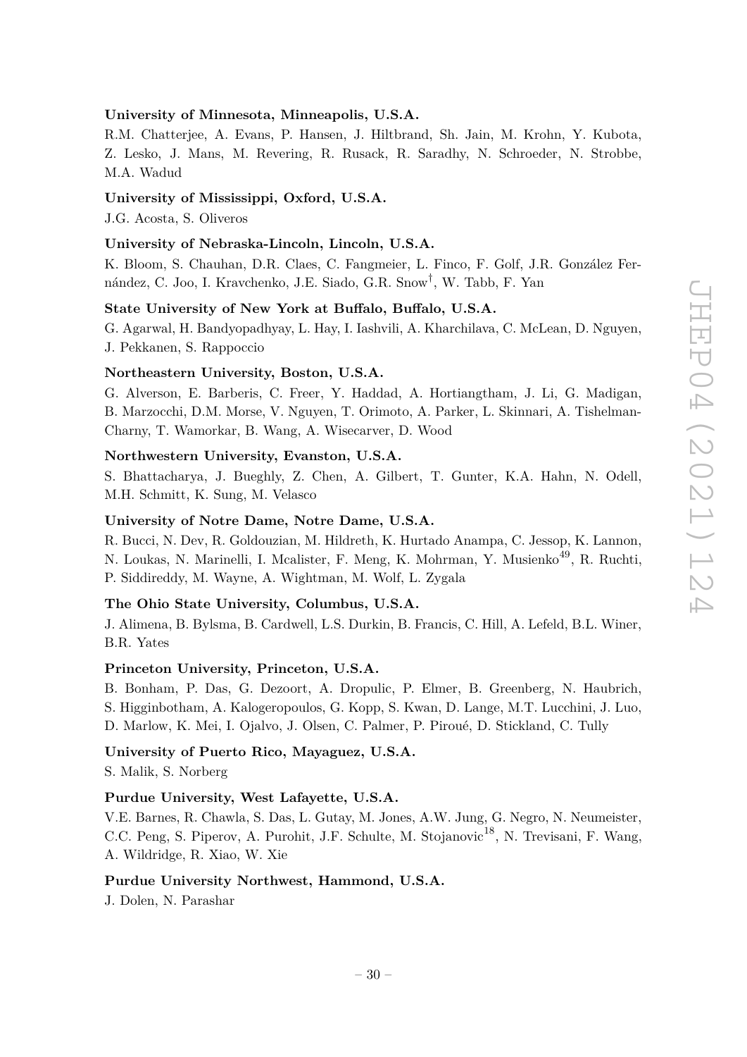**University of Minnesota, Minneapolis, U.S.A.**

R.M. Chatterjee, A. Evans, P. Hansen, J. Hiltbrand, Sh. Jain, M. Krohn, Y. Kubota, Z. Lesko, J. Mans, M. Revering, R. Rusack, R. Saradhy, N. Schroeder, N. Strobbe, M.A. Wadud

**University of Mississippi, Oxford, U.S.A.**

J.G. Acosta, S. Oliveros

**University of Nebraska-Lincoln, Lincoln, U.S.A.**

K. Bloom, S. Chauhan, D.R. Claes, C. Fangmeier, L. Finco, F. Golf, J.R. González Fernández, C. Joo, I. Kravchenko, J.E. Siado, G.R. Snow[†], W. Tabb, F. Yan

**State University of New York at Buffalo, Buffalo, U.S.A.**

G. Agarwal, H. Bandyopadhyay, L. Hay, I. Iashvili, A. Kharchilava, C. McLean, D. Nguyen, J. Pekkanen, S. Rappoccio

**Northeastern University, Boston, U.S.A.**

G. Alverson, E. Barberis, C. Freer, Y. Haddad, A. Hortiangtham, J. Li, G. Madigan, B. Marzocchi, D.M. Morse, V. Nguyen, T. Orimoto, A. Parker, L. Skinnari, A. Tishelman-Charny, T. Wamorkar, B. Wang, A. Wisecarver, D. Wood

**Northwestern University, Evanston, U.S.A.**

S. Bhattacharya, J. Bueghly, Z. Chen, A. Gilbert, T. Gunter, K.A. Hahn, N. Odell, M.H. Schmitt, K. Sung, M. Velasco

**University of Notre Dame, Notre Dame, U.S.A.**

R. Bucci, N. Dev, R. Goldouzian, M. Hildreth, K. Hurtado Anampa, C. Jessop, K. Lannon, N. Loukas, N. Marinelli, I. Mcalister, F. Meng, K. Mohrman, Y. Musienko[49], R. Ruchti, P. Siddireddy, M. Wayne, A. Wightman, M. Wolf, L. Zygala

**The Ohio State University, Columbus, U.S.A.**

J. Alimena, B. Bylsma, B. Cardwell, L.S. Durkin, B. Francis, C. Hill, A. Lefeld, B.L. Winer, B.R. Yates

**Princeton University, Princeton, U.S.A.**

B. Bonham, P. Das, G. Dezoort, A. Dropulic, P. Elmer, B. Greenberg, N. Haubrich, S. Higginbotham, A. Kalogeropoulos, G. Kopp, S. Kwan, D. Lange, M.T. Lucchini, J. Luo, D. Marlow, K. Mei, I. Ojalvo, J. Olsen, C. Palmer, P. Piroué, D. Stickland, C. Tully

**University of Puerto Rico, Mayaguez, U.S.A.**

S. Malik, S. Norberg

**Purdue University, West Lafayette, U.S.A.**

V.E. Barnes, R. Chawla, S. Das, L. Gutay, M. Jones, A.W. Jung, G. Negro, N. Neumeister, C.C. Peng, S. Piperov, A. Purohit, J.F. Schulte, M. Stojanovic[18], N. Trevisani, F. Wang, A. Wildridge, R. Xiao, W. Xie

**Purdue University Northwest, Hammond, U.S.A.**

J. Dolen, N. Parashar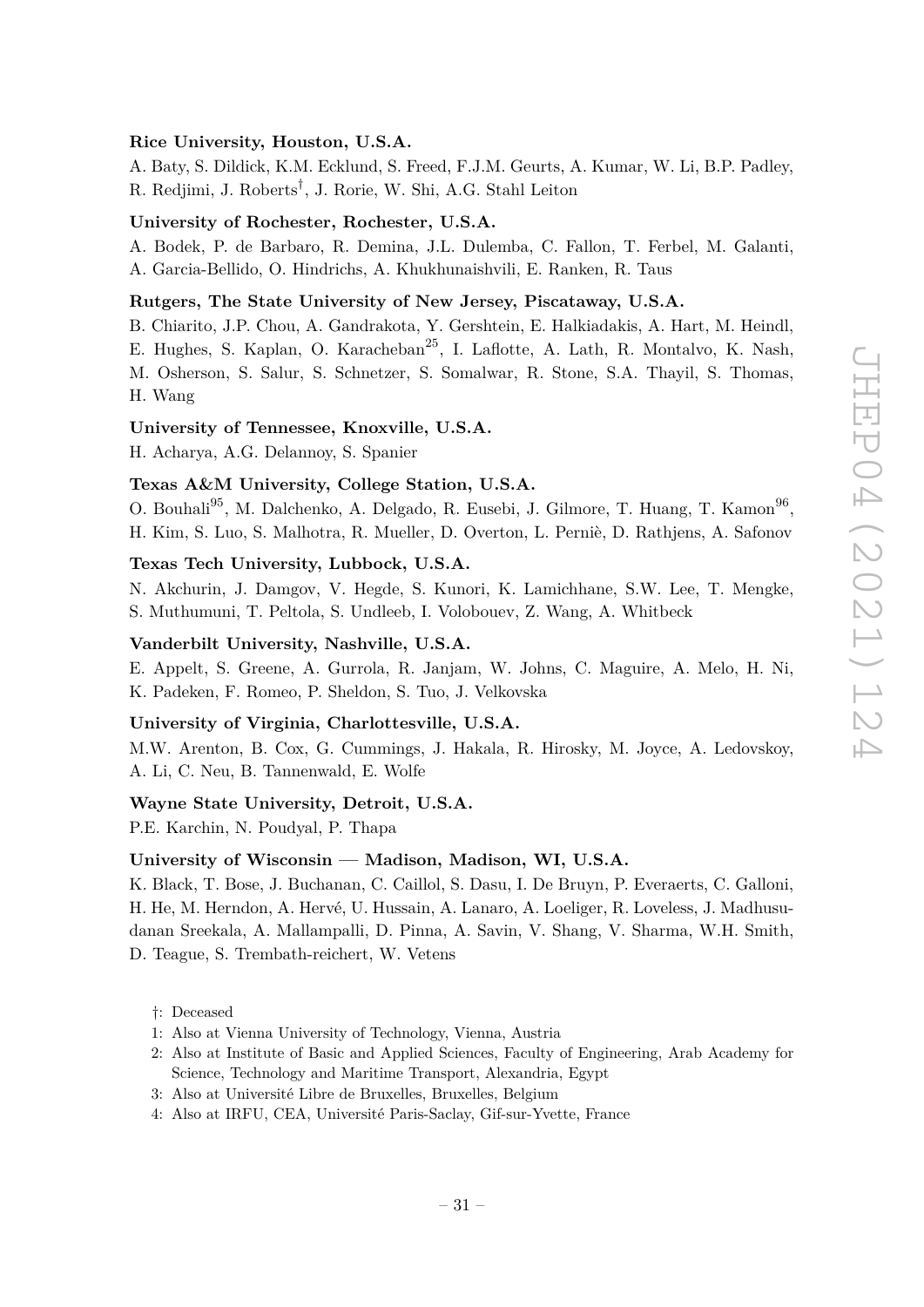**Rice University, Houston, U.S.A.**

A. Baty, S. Dildick, K.M. Ecklund, S. Freed, F.J.M. Geurts, A. Kumar, W. Li, B.P. Padley, R. Redjimi, J. Roberts[†], J. Rorie, W. Shi, A.G. Stahl Leiton

**University of Rochester, Rochester, U.S.A.**

A. Bodek, P. de Barbaro, R. Demina, J.L. Dulemba, C. Fallon, T. Ferbel, M. Galanti, A. Garcia-Bellido, O. Hindrichs, A. Khukhunaishvili, E. Ranken, R. Taus

**Rutgers, The State University of New Jersey, Piscataway, U.S.A.**

B. Chiarito, J.P. Chou, A. Gandrakota, Y. Gershtein, E. Halkiadakis, A. Hart, M. Heindl, E. Hughes, S. Kaplan, O. Karacheban[25], I. Laflotte, A. Lath, R. Montalvo, K. Nash, M. Osherson, S. Salur, S. Schnetzer, S. Somalwar, R. Stone, S.A. Thayil, S. Thomas, H. Wang

**University of Tennessee, Knoxville, U.S.A.**

H. Acharya, A.G. Delannoy, S. Spanier

**Texas A&M University, College Station, U.S.A.**

O. Bouhali[95], M. Dalchenko, A. Delgado, R. Eusebi, J. Gilmore, T. Huang, T. Kamon[96], H. Kim, S. Luo, S. Malhotra, R. Mueller, D. Overton, L. Perniè, D. Rathjens, A. Safonov

**Texas Tech University, Lubbock, U.S.A.**

N. Akchurin, J. Damgov, V. Hegde, S. Kunori, K. Lamichhane, S.W. Lee, T. Mengke, S. Muthumuni, T. Peltola, S. Undleeb, I. Volobouev, Z. Wang, A. Whitbeck

**Vanderbilt University, Nashville, U.S.A.**

E. Appelt, S. Greene, A. Gurrola, R. Janjam, W. Johns, C. Maguire, A. Melo, H. Ni, K. Padeken, F. Romeo, P. Sheldon, S. Tuo, J. Velkovska

**University of Virginia, Charlottesville, U.S.A.**

M.W. Arenton, B. Cox, G. Cummings, J. Hakala, R. Hirosky, M. Joyce, A. Ledovskoy, A. Li, C. Neu, B. Tannenwald, E. Wolfe

**Wayne State University, Detroit, U.S.A.**

P.E. Karchin, N. Poudyal, P. Thapa

**University of Wisconsin — Madison, Madison, WI, U.S.A.**

K. Black, T. Bose, J. Buchanan, C. Caillol, S. Dasu, I. De Bruyn, P. Everaerts, C. Galloni, H. He, M. Herndon, A. Hervé, U. Hussain, A. Lanaro, A. Loeliger, R. Loveless, J. Madhusudanan Sreekala, A. Mallampalli, D. Pinna, A. Savin, V. Shang, V. Sharma, W.H. Smith, D. Teague, S. Trembath-reichert, W. Vetens

†: Deceased

1: Also at Vienna University of Technology, Vienna, Austria

2: Also at Institute of Basic and Applied Sciences, Faculty of Engineering, Arab Academy for Science, Technology and Maritime Transport, Alexandria, Egypt

3: Also at Université Libre de Bruxelles, Bruxelles, Belgium

4: Also at IRFU, CEA, Université Paris-Saclay, Gif-sur-Yvette, France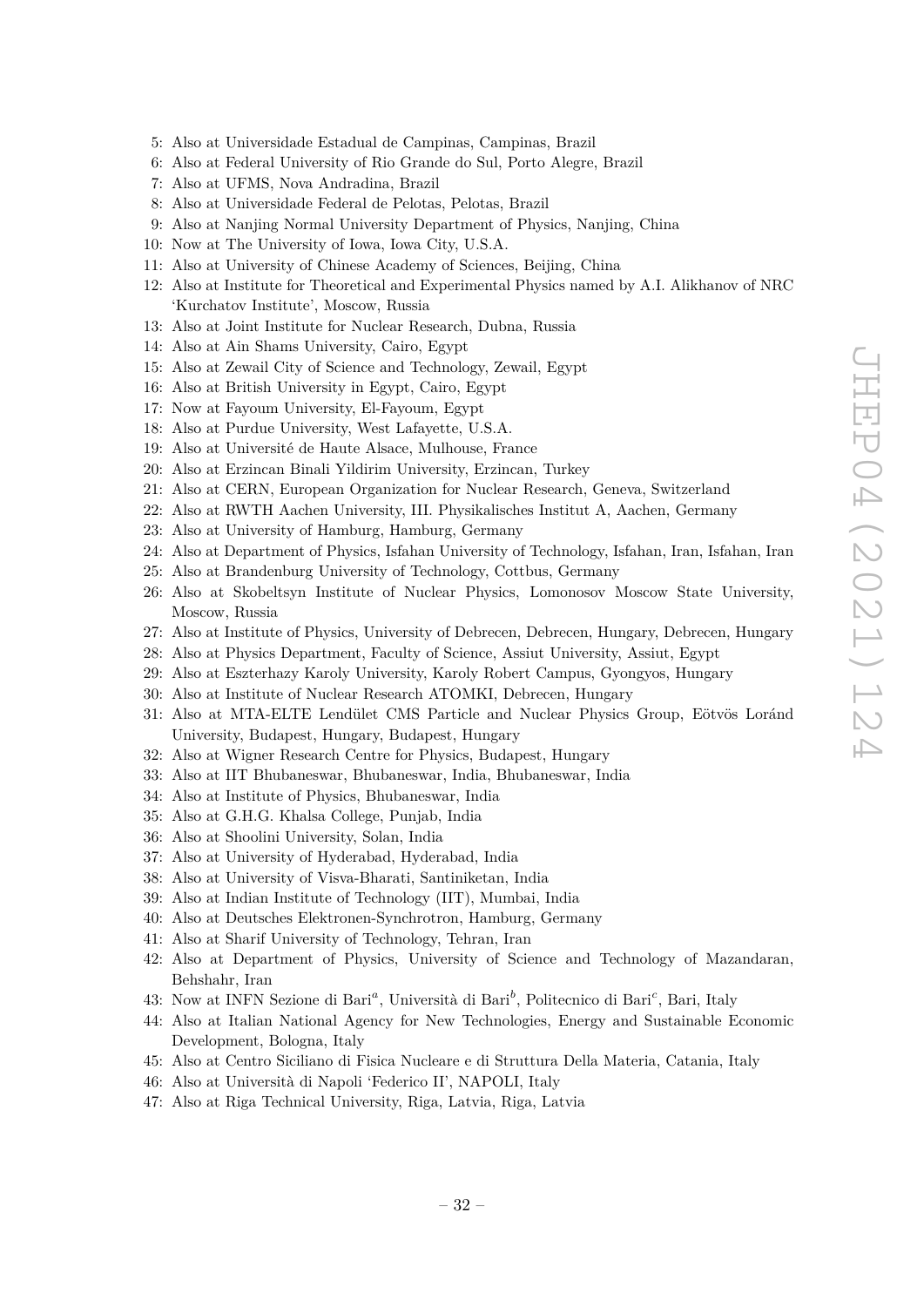5: Also at Universidade Estadual de Campinas, Campinas, Brazil
6: Also at Federal University of Rio Grande do Sul, Porto Alegre, Brazil
7: Also at UFMS, Nova Andradina, Brazil
8: Also at Universidade Federal de Pelotas, Pelotas, Brazil
9: Also at Nanjing Normal University Department of Physics, Nanjing, China
10: Now at The University of Iowa, Iowa City, U.S.A.
11: Also at University of Chinese Academy of Sciences, Beijing, China
12: Also at Institute for Theoretical and Experimental Physics named by A.I. Alikhanov of NRC 'Kurchatov Institute', Moscow, Russia
13: Also at Joint Institute for Nuclear Research, Dubna, Russia
14: Also at Ain Shams University, Cairo, Egypt
15: Also at Zewail City of Science and Technology, Zewail, Egypt
16: Also at British University in Egypt, Cairo, Egypt
17: Now at Fayoum University, El-Fayoum, Egypt
18: Also at Purdue University, West Lafayette, U.S.A.
19: Also at Université de Haute Alsace, Mulhouse, France
20: Also at Erzincan Binali Yildirim University, Erzincan, Turkey
21: Also at CERN, European Organization for Nuclear Research, Geneva, Switzerland
22: Also at RWTH Aachen University, III. Physikalisches Institut A, Aachen, Germany
23: Also at University of Hamburg, Hamburg, Germany
24: Also at Department of Physics, Isfahan University of Technology, Isfahan, Iran, Isfahan, Iran
25: Also at Brandenburg University of Technology, Cottbus, Germany
26: Also at Skobeltsyn Institute of Nuclear Physics, Lomonosov Moscow State University, Moscow, Russia
27: Also at Institute of Physics, University of Debrecen, Debrecen, Hungary, Debrecen, Hungary
28: Also at Physics Department, Faculty of Science, Assiut University, Assiut, Egypt
29: Also at Eszterhazy Karoly University, Karoly Robert Campus, Gyongyos, Hungary
30: Also at Institute of Nuclear Research ATOMKI, Debrecen, Hungary
31: Also at MTA-ELTE Lendület CMS Particle and Nuclear Physics Group, Eötvös Loránd University, Budapest, Hungary, Budapest, Hungary
32: Also at Wigner Research Centre for Physics, Budapest, Hungary
33: Also at IIT Bhubaneswar, Bhubaneswar, India, Bhubaneswar, India
34: Also at Institute of Physics, Bhubaneswar, India
35: Also at G.H.G. Khalsa College, Punjab, India
36: Also at Shoolini University, Solan, India
37: Also at University of Hyderabad, Hyderabad, India
38: Also at University of Visva-Bharati, Santiniketan, India
39: Also at Indian Institute of Technology (IIT), Mumbai, India
40: Also at Deutsches Elektronen-Synchrotron, Hamburg, Germany
41: Also at Sharif University of Technology, Tehran, Iran
42: Also at Department of Physics, University of Science and Technology of Mazandaran, Behshahr, Iran
43: Now at INFN Sezione di Bari[a], Università di Bari[b], Politecnico di Bari[c], Bari, Italy
44: Also at Italian National Agency for New Technologies, Energy and Sustainable Economic Development, Bologna, Italy
45: Also at Centro Siciliano di Fisica Nucleare e di Struttura Della Materia, Catania, Italy
46: Also at Università di Napoli 'Federico II', NAPOLI, Italy
47: Also at Riga Technical University, Riga, Latvia, Riga, Latvia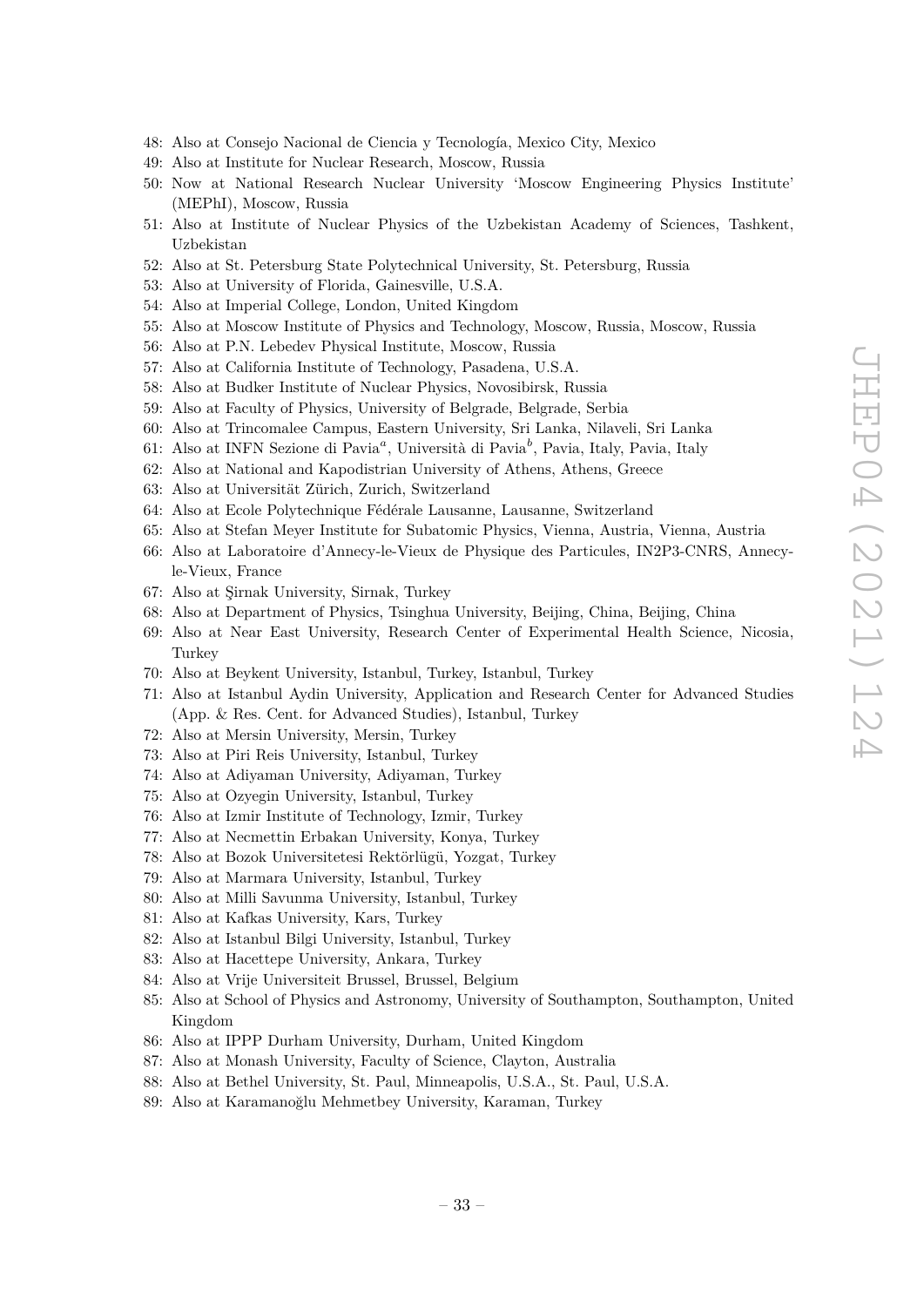48: Also at Consejo Nacional de Ciencia y Tecnología, Mexico City, Mexico
49: Also at Institute for Nuclear Research, Moscow, Russia
50: Now at National Research Nuclear University 'Moscow Engineering Physics Institute' (MEPhI), Moscow, Russia
51: Also at Institute of Nuclear Physics of the Uzbekistan Academy of Sciences, Tashkent, Uzbekistan
52: Also at St. Petersburg State Polytechnical University, St. Petersburg, Russia
53: Also at University of Florida, Gainesville, U.S.A.
54: Also at Imperial College, London, United Kingdom
55: Also at Moscow Institute of Physics and Technology, Moscow, Russia, Moscow, Russia
56: Also at P.N. Lebedev Physical Institute, Moscow, Russia
57: Also at California Institute of Technology, Pasadena, U.S.A.
58: Also at Budker Institute of Nuclear Physics, Novosibirsk, Russia
59: Also at Faculty of Physics, University of Belgrade, Belgrade, Serbia
60: Also at Trincomalee Campus, Eastern University, Sri Lanka, Nilaveli, Sri Lanka
61: Also at INFN Sezione di Pavia[a], Università di Pavia[b], Pavia, Italy, Pavia, Italy
62: Also at National and Kapodistrian University of Athens, Athens, Greece
63: Also at Universität Zürich, Zurich, Switzerland
64: Also at Ecole Polytechnique Fédérale Lausanne, Lausanne, Switzerland
65: Also at Stefan Meyer Institute for Subatomic Physics, Vienna, Austria, Vienna, Austria
66: Also at Laboratoire d'Annecy-le-Vieux de Physique des Particules, IN2P3-CNRS, Annecy-le-Vieux, France
67: Also at Şirnak University, Sirnak, Turkey
68: Also at Department of Physics, Tsinghua University, Beijing, China, Beijing, China
69: Also at Near East University, Research Center of Experimental Health Science, Nicosia, Turkey
70: Also at Beykent University, Istanbul, Turkey, Istanbul, Turkey
71: Also at Istanbul Aydin University, Application and Research Center for Advanced Studies (App. & Res. Cent. for Advanced Studies), Istanbul, Turkey
72: Also at Mersin University, Mersin, Turkey
73: Also at Piri Reis University, Istanbul, Turkey
74: Also at Adiyaman University, Adiyaman, Turkey
75: Also at Ozyegin University, Istanbul, Turkey
76: Also at Izmir Institute of Technology, Izmir, Turkey
77: Also at Necmettin Erbakan University, Konya, Turkey
78: Also at Bozok Universitetesi Rektörlügü, Yozgat, Turkey
79: Also at Marmara University, Istanbul, Turkey
80: Also at Milli Savunma University, Istanbul, Turkey
81: Also at Kafkas University, Kars, Turkey
82: Also at Istanbul Bilgi University, Istanbul, Turkey
83: Also at Hacettepe University, Ankara, Turkey
84: Also at Vrije Universiteit Brussel, Brussel, Belgium
85: Also at School of Physics and Astronomy, University of Southampton, Southampton, United Kingdom
86: Also at IPPP Durham University, Durham, United Kingdom
87: Also at Monash University, Faculty of Science, Clayton, Australia
88: Also at Bethel University, St. Paul, Minneapolis, U.S.A., St. Paul, U.S.A.
89: Also at Karamanoğlu Mehmetbey University, Karaman, Turkey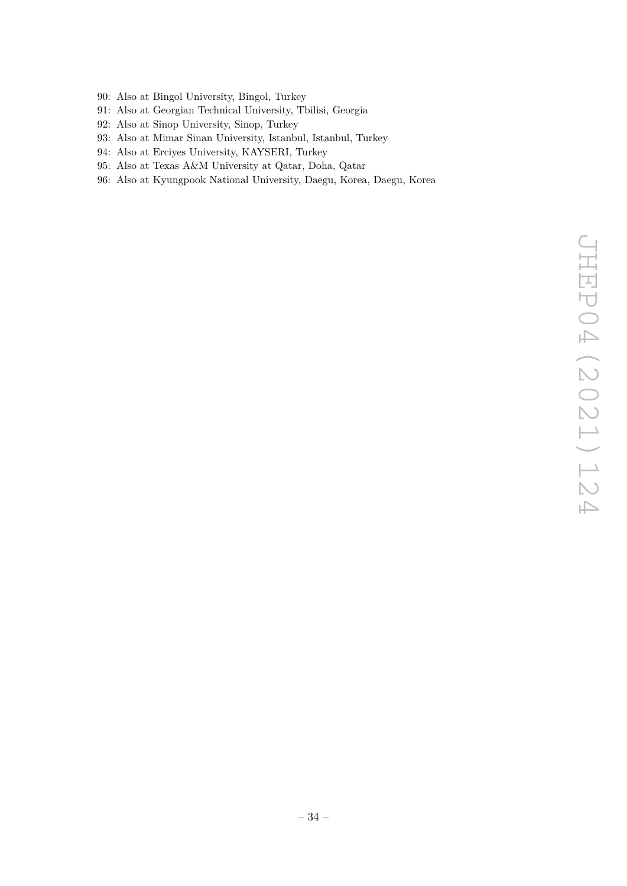90: Also at Bingol University, Bingol, Turkey
91: Also at Georgian Technical University, Tbilisi, Georgia
92: Also at Sinop University, Sinop, Turkey
93: Also at Mimar Sinan University, Istanbul, Istanbul, Turkey
94: Also at Erciyes University, KAYSERI, Turkey
95: Also at Texas A&M University at Qatar, Doha, Qatar
96: Also at Kyungpook National University, Daegu, Korea, Daegu, Korea